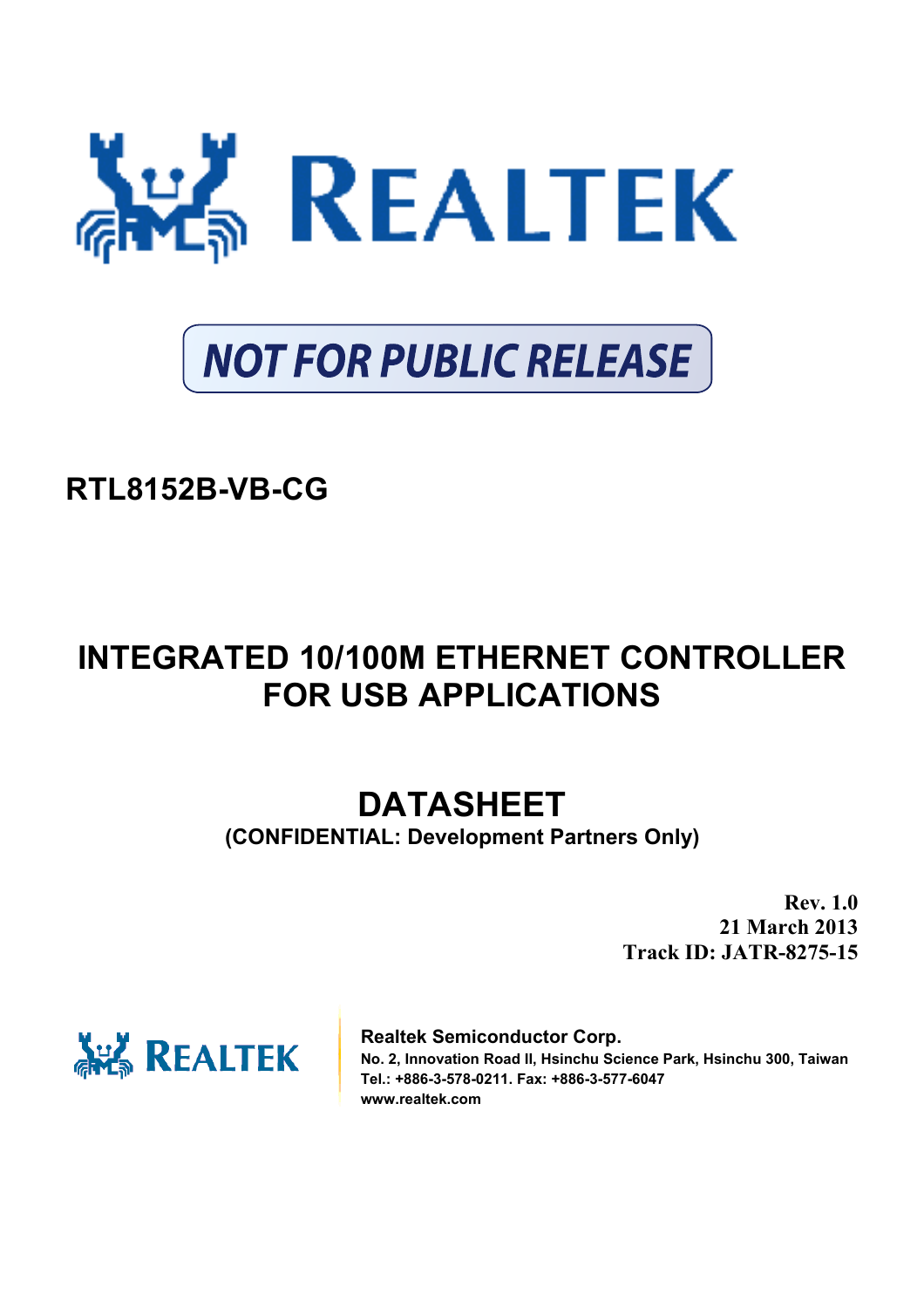**NOT FOR PUBLIC RELEASE**

**RTL8152B-VB-CG**

# INTEGRATED 10/100M ETHERNET CONTROLLER FOR USB APPLICATIONS

## DATASHEET

**(CONFIDENTIAL: Development Partners Only)**

**Rev. 1.0**
**21 March 2013**
**Track ID: JATR-8275-15**

**Realtek Semiconductor Corp.**
**No. 2, Innovation Road II, Hsinchu Science Park, Hsinchu 300, Taiwan**
**Tel.: +886-3-578-0211. Fax: +886-3-577-6047**
**www.realtek.com**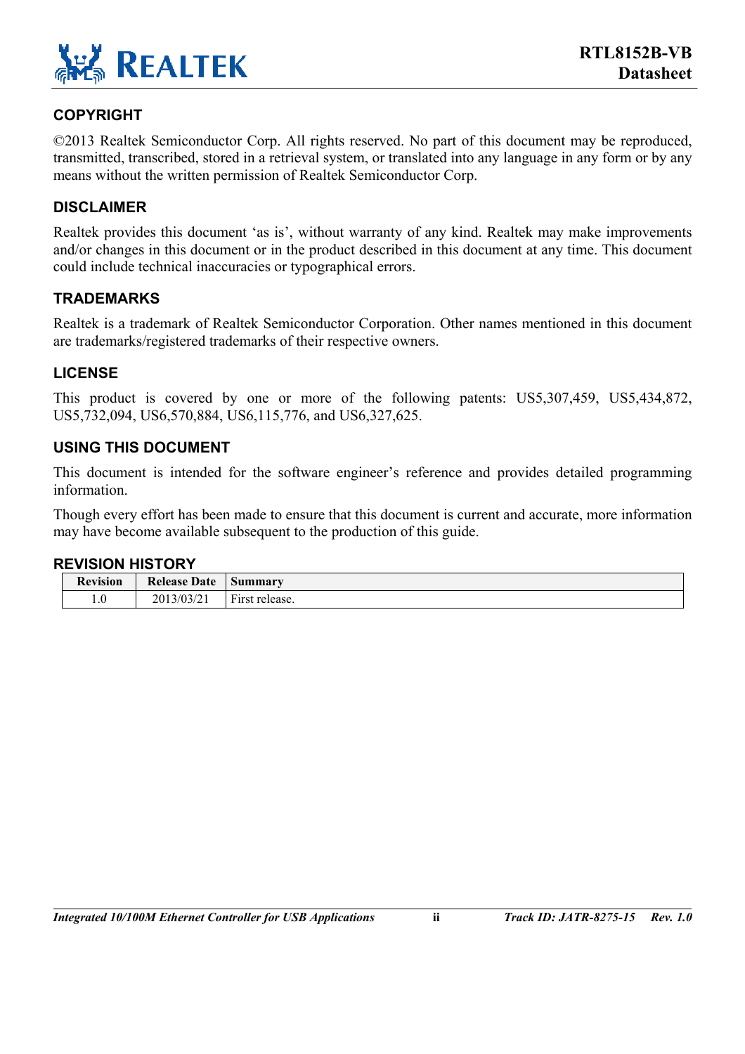## COPYRIGHT

©2013 Realtek Semiconductor Corp. All rights reserved. No part of this document may be reproduced, transmitted, transcribed, stored in a retrieval system, or translated into any language in any form or by any means without the written permission of Realtek Semiconductor Corp.

## DISCLAIMER

Realtek provides this document 'as is', without warranty of any kind. Realtek may make improvements and/or changes in this document or in the product described in this document at any time. This document could include technical inaccuracies or typographical errors.

## TRADEMARKS

Realtek is a trademark of Realtek Semiconductor Corporation. Other names mentioned in this document are trademarks/registered trademarks of their respective owners.

## LICENSE

This product is covered by one or more of the following patents: US5,307,459, US5,434,872, US5,732,094, US6,570,884, US6,115,776, and US6,327,625.

## USING THIS DOCUMENT

This document is intended for the software engineer's reference and provides detailed programming information.

Though every effort has been made to ensure that this document is current and accurate, more information may have become available subsequent to the production of this guide.

## REVISION HISTORY

| Revision | Release Date | Summary |
|---|---|---|
| 1.0 | 2013/03/21 | First release. |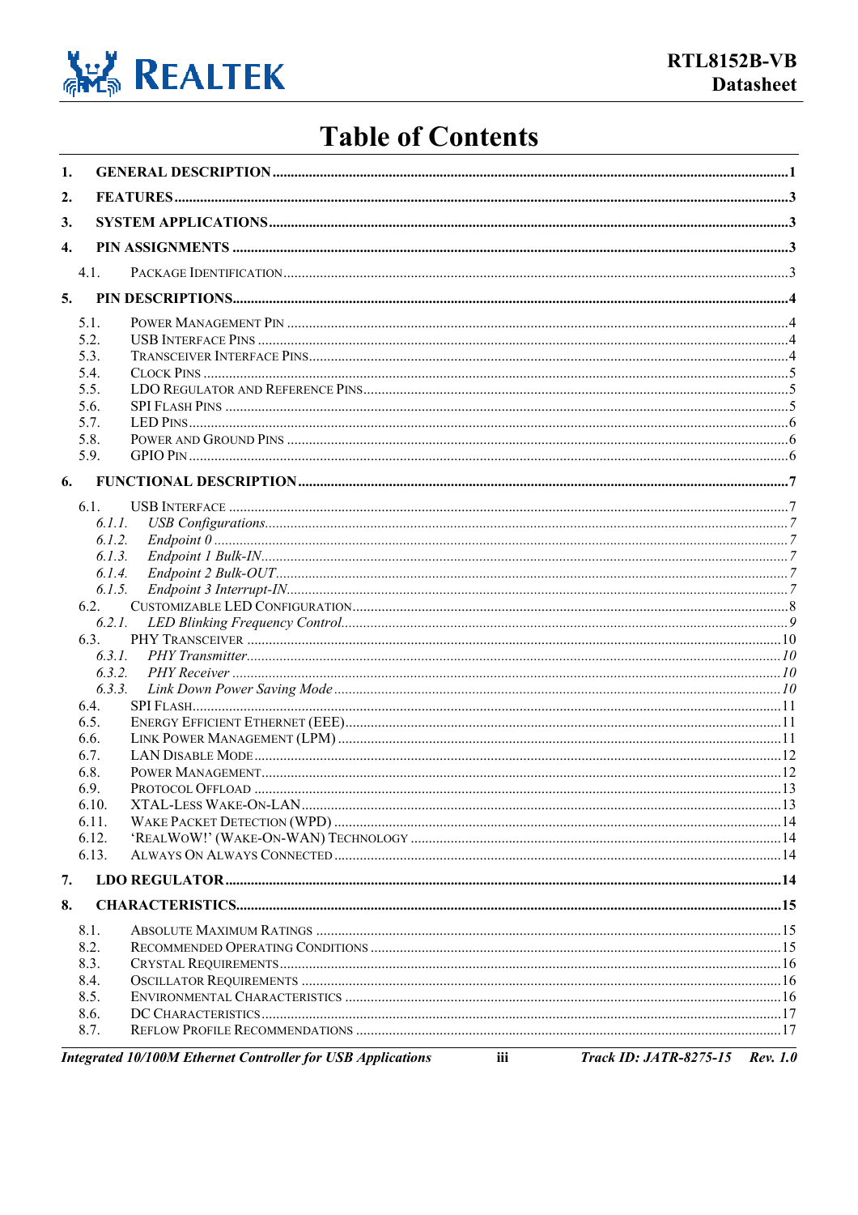# Table of Contents

1. **GENERAL DESCRIPTION** ........ 1
2. **FEATURES** ........ 3
3. **SYSTEM APPLICATIONS** ........ 3
4. **PIN ASSIGNMENTS** ........ 3
   - 4.1. PACKAGE IDENTIFICATION ........ 3
5. **PIN DESCRIPTIONS** ........ 4
   - 5.1. POWER MANAGEMENT PIN ........ 4
   - 5.2. USB INTERFACE PINS ........ 4
   - 5.3. TRANSCEIVER INTERFACE PINS ........ 4
   - 5.4. CLOCK PINS ........ 5
   - 5.5. LDO REGULATOR AND REFERENCE PINS ........ 5
   - 5.6. SPI FLASH PINS ........ 5
   - 5.7. LED PINS ........ 6
   - 5.8. POWER AND GROUND PINS ........ 6
   - 5.9. GPIO PIN ........ 6
6. **FUNCTIONAL DESCRIPTION** ........ 7
   - 6.1. USB INTERFACE ........ 7
     - *6.1.1. USB Configurations* ........ 7
     - *6.1.2. Endpoint 0* ........ 7
     - *6.1.3. Endpoint 1 Bulk-IN* ........ 7
     - *6.1.4. Endpoint 2 Bulk-OUT* ........ 7
     - *6.1.5. Endpoint 3 Interrupt-IN* ........ 7
   - 6.2. CUSTOMIZABLE LED CONFIGURATION ........ 8
     - *6.2.1. LED Blinking Frequency Control* ........ 9
   - 6.3. PHY TRANSCEIVER ........ 10
     - *6.3.1. PHY Transmitter* ........ 10
     - *6.3.2. PHY Receiver* ........ 10
     - *6.3.3. Link Down Power Saving Mode* ........ 10
   - 6.4. SPI FLASH ........ 11
   - 6.5. ENERGY EFFICIENT ETHERNET (EEE) ........ 11
   - 6.6. LINK POWER MANAGEMENT (LPM) ........ 11
   - 6.7. LAN DISABLE MODE ........ 12
   - 6.8. POWER MANAGEMENT ........ 12
   - 6.9. PROTOCOL OFFLOAD ........ 13
   - 6.10. XTAL-LESS WAKE-ON-LAN ........ 13
   - 6.11. WAKE PACKET DETECTION (WPD) ........ 14
   - 6.12. 'REALWOW!' (WAKE-ON-WAN) TECHNOLOGY ........ 14
   - 6.13. ALWAYS ON ALWAYS CONNECTED ........ 14
7. **LDO REGULATOR** ........ 14
8. **CHARACTERISTICS** ........ 15
   - 8.1. ABSOLUTE MAXIMUM RATINGS ........ 15
   - 8.2. RECOMMENDED OPERATING CONDITIONS ........ 15
   - 8.3. CRYSTAL REQUIREMENTS ........ 16
   - 8.4. OSCILLATOR REQUIREMENTS ........ 16
   - 8.5. ENVIRONMENTAL CHARACTERISTICS ........ 16
   - 8.6. DC CHARACTERISTICS ........ 17
   - 8.7. REFLOW PROFILE RECOMMENDATIONS ........ 17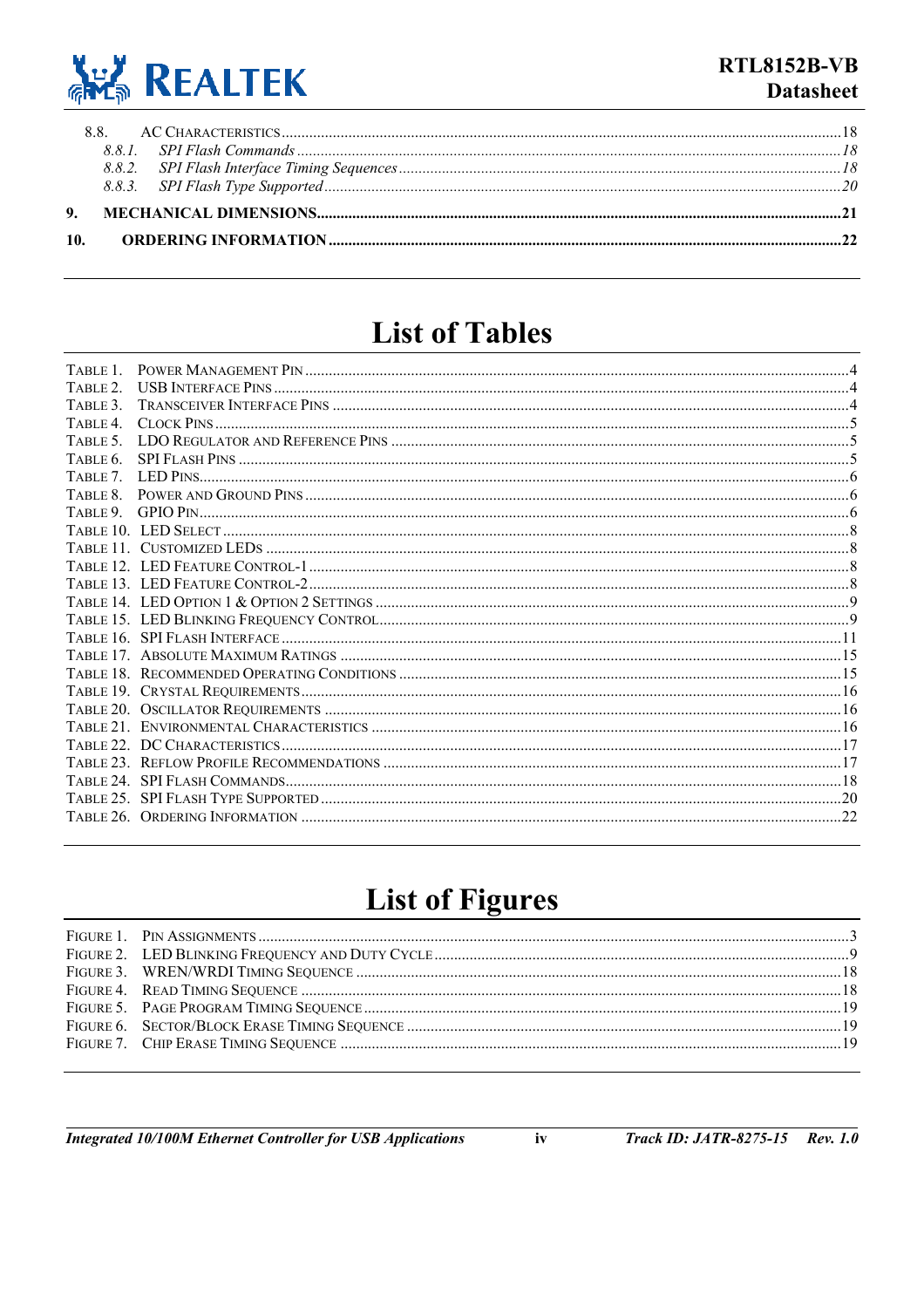8.8. AC CHARACTERISTICS ....................................................................................................................18

*8.8.1. SPI Flash Commands ........................................................................................................18*

*8.8.2. SPI Flash Interface Timing Sequences ................................................................................18*

*8.8.3. SPI Flash Type Supported ..................................................................................................20*

**9. MECHANICAL DIMENSIONS.........................................................................................................21**

**10. ORDERING INFORMATION ..........................................................................................................22**

# List of Tables

TABLE 1. POWER MANAGEMENT PIN ....................................................................................................4
TABLE 2. USB INTERFACE PINS ...........................................................................................................4
TABLE 3. TRANSCEIVER INTERFACE PINS .............................................................................................4
TABLE 4. CLOCK PINS .........................................................................................................................5
TABLE 5. LDO REGULATOR AND REFERENCE PINS ...............................................................................5
TABLE 6. SPI FLASH PINS ...................................................................................................................5
TABLE 7. LED PINS.............................................................................................................................6
TABLE 8. POWER AND GROUND PINS ...................................................................................................6
TABLE 9. GPIO PIN..............................................................................................................................6
TABLE 10. LED SELECT .......................................................................................................................8
TABLE 11. CUSTOMIZED LEDS .............................................................................................................8
TABLE 12. LED FEATURE CONTROL-1 ..................................................................................................8
TABLE 13. LED FEATURE CONTROL-2 ..................................................................................................8
TABLE 14. LED OPTION 1 & OPTION 2 SETTINGS ..................................................................................9
TABLE 15. LED BLINKING FREQUENCY CONTROL.................................................................................9
TABLE 16. SPI FLASH INTERFACE ........................................................................................................11
TABLE 17. ABSOLUTE MAXIMUM RATINGS ..........................................................................................15
TABLE 18. RECOMMENDED OPERATING CONDITIONS ...........................................................................15
TABLE 19. CRYSTAL REQUIREMENTS ....................................................................................................16
TABLE 20. OSCILLATOR REQUIREMENTS ..............................................................................................16
TABLE 21. ENVIRONMENTAL CHARACTERISTICS ..................................................................................16
TABLE 22. DC CHARACTERISTICS .........................................................................................................17
TABLE 23. REFLOW PROFILE RECOMMENDATIONS ...............................................................................17
TABLE 24. SPI FLASH COMMANDS........................................................................................................18
TABLE 25. SPI FLASH TYPE SUPPORTED ...............................................................................................20
TABLE 26. ORDERING INFORMATION ....................................................................................................22

# List of Figures

FIGURE 1. PIN ASSIGNMENTS ...............................................................................................................3
FIGURE 2. LED BLINKING FREQUENCY AND DUTY CYCLE ...................................................................9
FIGURE 3. WREN/WRDI TIMING SEQUENCE .......................................................................................18
FIGURE 4. READ TIMING SEQUENCE ....................................................................................................18
FIGURE 5. PAGE PROGRAM TIMING SEQUENCE ....................................................................................19
FIGURE 6. SECTOR/BLOCK ERASE TIMING SEQUENCE .........................................................................19
FIGURE 7. CHIP ERASE TIMING SEQUENCE ..........................................................................................19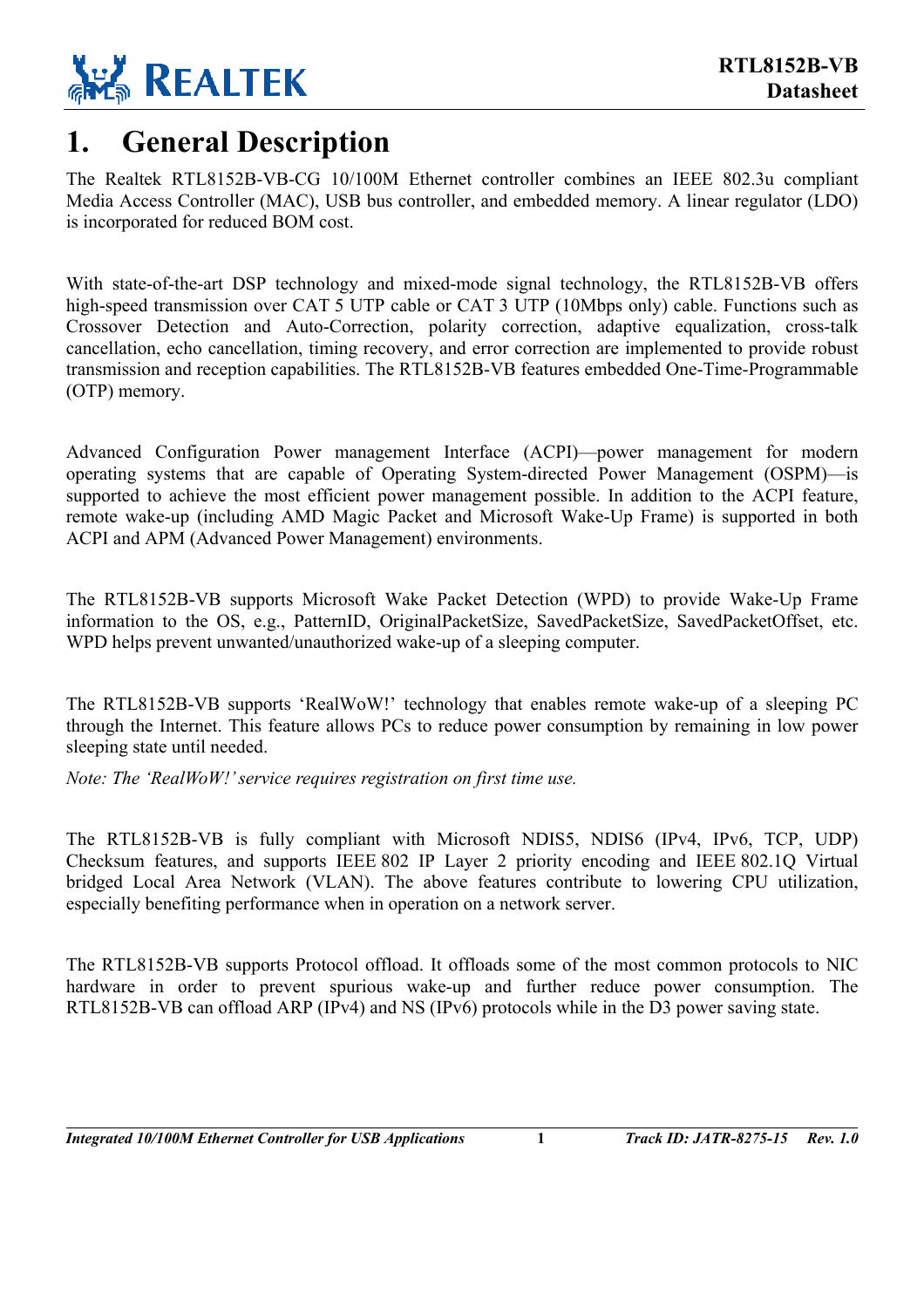# 1. General Description

The Realtek RTL8152B-VB-CG 10/100M Ethernet controller combines an IEEE 802.3u compliant Media Access Controller (MAC), USB bus controller, and embedded memory. A linear regulator (LDO) is incorporated for reduced BOM cost.

With state-of-the-art DSP technology and mixed-mode signal technology, the RTL8152B-VB offers high-speed transmission over CAT 5 UTP cable or CAT 3 UTP (10Mbps only) cable. Functions such as Crossover Detection and Auto-Correction, polarity correction, adaptive equalization, cross-talk cancellation, echo cancellation, timing recovery, and error correction are implemented to provide robust transmission and reception capabilities. The RTL8152B-VB features embedded One-Time-Programmable (OTP) memory.

Advanced Configuration Power management Interface (ACPI)—power management for modern operating systems that are capable of Operating System-directed Power Management (OSPM)—is supported to achieve the most efficient power management possible. In addition to the ACPI feature, remote wake-up (including AMD Magic Packet and Microsoft Wake-Up Frame) is supported in both ACPI and APM (Advanced Power Management) environments.

The RTL8152B-VB supports Microsoft Wake Packet Detection (WPD) to provide Wake-Up Frame information to the OS, e.g., PatternID, OriginalPacketSize, SavedPacketSize, SavedPacketOffset, etc. WPD helps prevent unwanted/unauthorized wake-up of a sleeping computer.

The RTL8152B-VB supports 'RealWoW!' technology that enables remote wake-up of a sleeping PC through the Internet. This feature allows PCs to reduce power consumption by remaining in low power sleeping state until needed.

*Note: The 'RealWoW!' service requires registration on first time use.*

The RTL8152B-VB is fully compliant with Microsoft NDIS5, NDIS6 (IPv4, IPv6, TCP, UDP) Checksum features, and supports IEEE 802 IP Layer 2 priority encoding and IEEE 802.1Q Virtual bridged Local Area Network (VLAN). The above features contribute to lowering CPU utilization, especially benefiting performance when in operation on a network server.

The RTL8152B-VB supports Protocol offload. It offloads some of the most common protocols to NIC hardware in order to prevent spurious wake-up and further reduce power consumption. The RTL8152B-VB can offload ARP (IPv4) and NS (IPv6) protocols while in the D3 power saving state.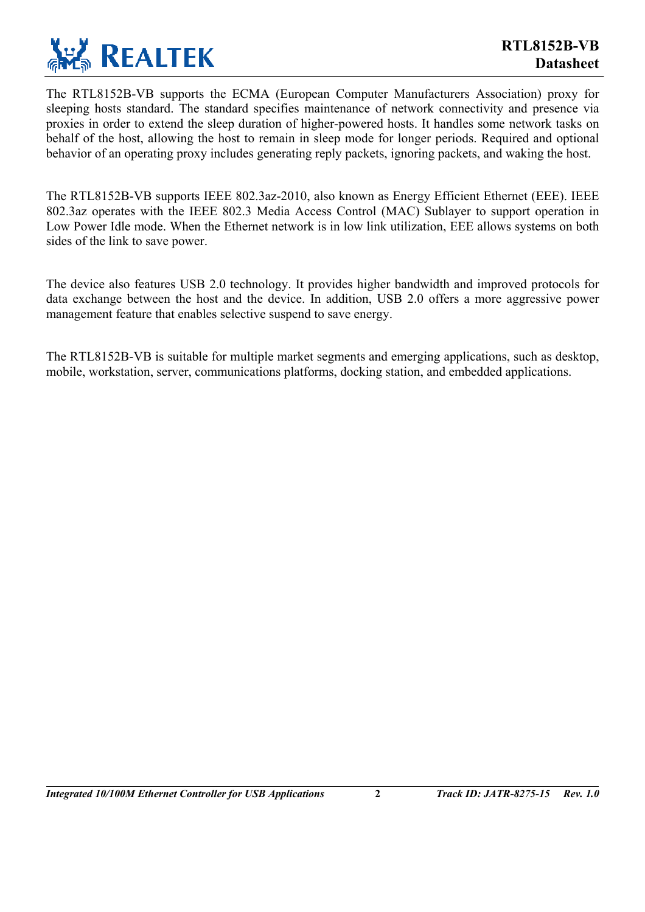The RTL8152B-VB supports the ECMA (European Computer Manufacturers Association) proxy for sleeping hosts standard. The standard specifies maintenance of network connectivity and presence via proxies in order to extend the sleep duration of higher-powered hosts. It handles some network tasks on behalf of the host, allowing the host to remain in sleep mode for longer periods. Required and optional behavior of an operating proxy includes generating reply packets, ignoring packets, and waking the host.

The RTL8152B-VB supports IEEE 802.3az-2010, also known as Energy Efficient Ethernet (EEE). IEEE 802.3az operates with the IEEE 802.3 Media Access Control (MAC) Sublayer to support operation in Low Power Idle mode. When the Ethernet network is in low link utilization, EEE allows systems on both sides of the link to save power.

The device also features USB 2.0 technology. It provides higher bandwidth and improved protocols for data exchange between the host and the device. In addition, USB 2.0 offers a more aggressive power management feature that enables selective suspend to save energy.

The RTL8152B-VB is suitable for multiple market segments and emerging applications, such as desktop, mobile, workstation, server, communications platforms, docking station, and embedded applications.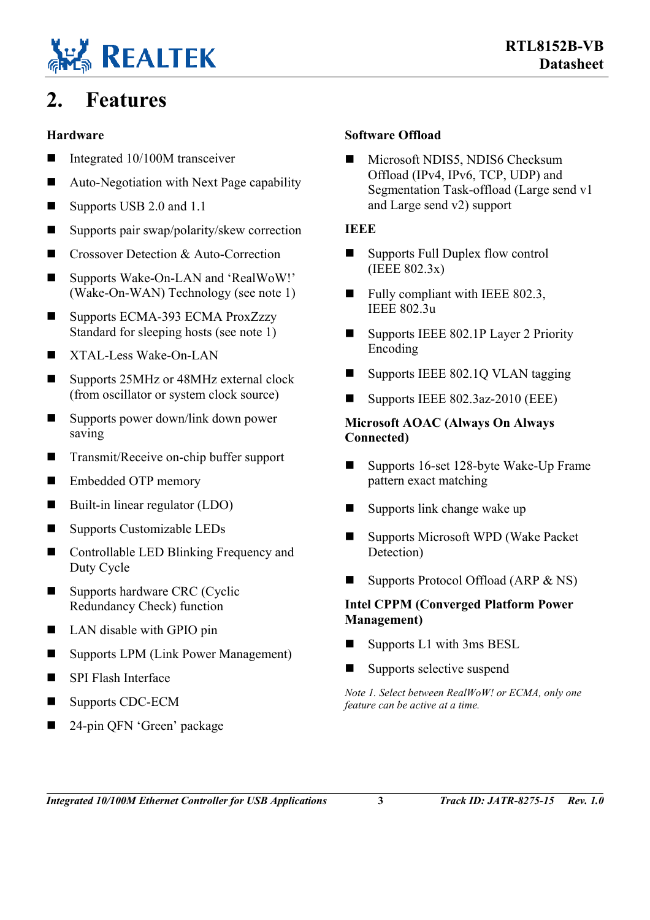# 2. Features

### Hardware

- Integrated 10/100M transceiver
- Auto-Negotiation with Next Page capability
- Supports USB 2.0 and 1.1
- Supports pair swap/polarity/skew correction
- Crossover Detection & Auto-Correction
- Supports Wake-On-LAN and 'RealWoW!' (Wake-On-WAN) Technology (see note 1)
- Supports ECMA-393 ECMA ProxZzzy Standard for sleeping hosts (see note 1)
- XTAL-Less Wake-On-LAN
- Supports 25MHz or 48MHz external clock (from oscillator or system clock source)
- Supports power down/link down power saving
- Transmit/Receive on-chip buffer support
- Embedded OTP memory
- Built-in linear regulator (LDO)
- Supports Customizable LEDs
- Controllable LED Blinking Frequency and Duty Cycle
- Supports hardware CRC (Cyclic Redundancy Check) function
- LAN disable with GPIO pin
- Supports LPM (Link Power Management)
- SPI Flash Interface
- Supports CDC-ECM
- 24-pin QFN 'Green' package

### Software Offload

- Microsoft NDIS5, NDIS6 Checksum Offload (IPv4, IPv6, TCP, UDP) and Segmentation Task-offload (Large send v1 and Large send v2) support

### IEEE

- Supports Full Duplex flow control (IEEE 802.3x)
- Fully compliant with IEEE 802.3, IEEE 802.3u
- Supports IEEE 802.1P Layer 2 Priority Encoding
- Supports IEEE 802.1Q VLAN tagging
- Supports IEEE 802.3az-2010 (EEE)

### Microsoft AOAC (Always On Always Connected)

- Supports 16-set 128-byte Wake-Up Frame pattern exact matching
- Supports link change wake up
- Supports Microsoft WPD (Wake Packet Detection)
- Supports Protocol Offload (ARP & NS)

### Intel CPPM (Converged Platform Power Management)

- Supports L1 with 3ms BESL
- Supports selective suspend

*Note 1. Select between RealWoW! or ECMA, only one feature can be active at a time.*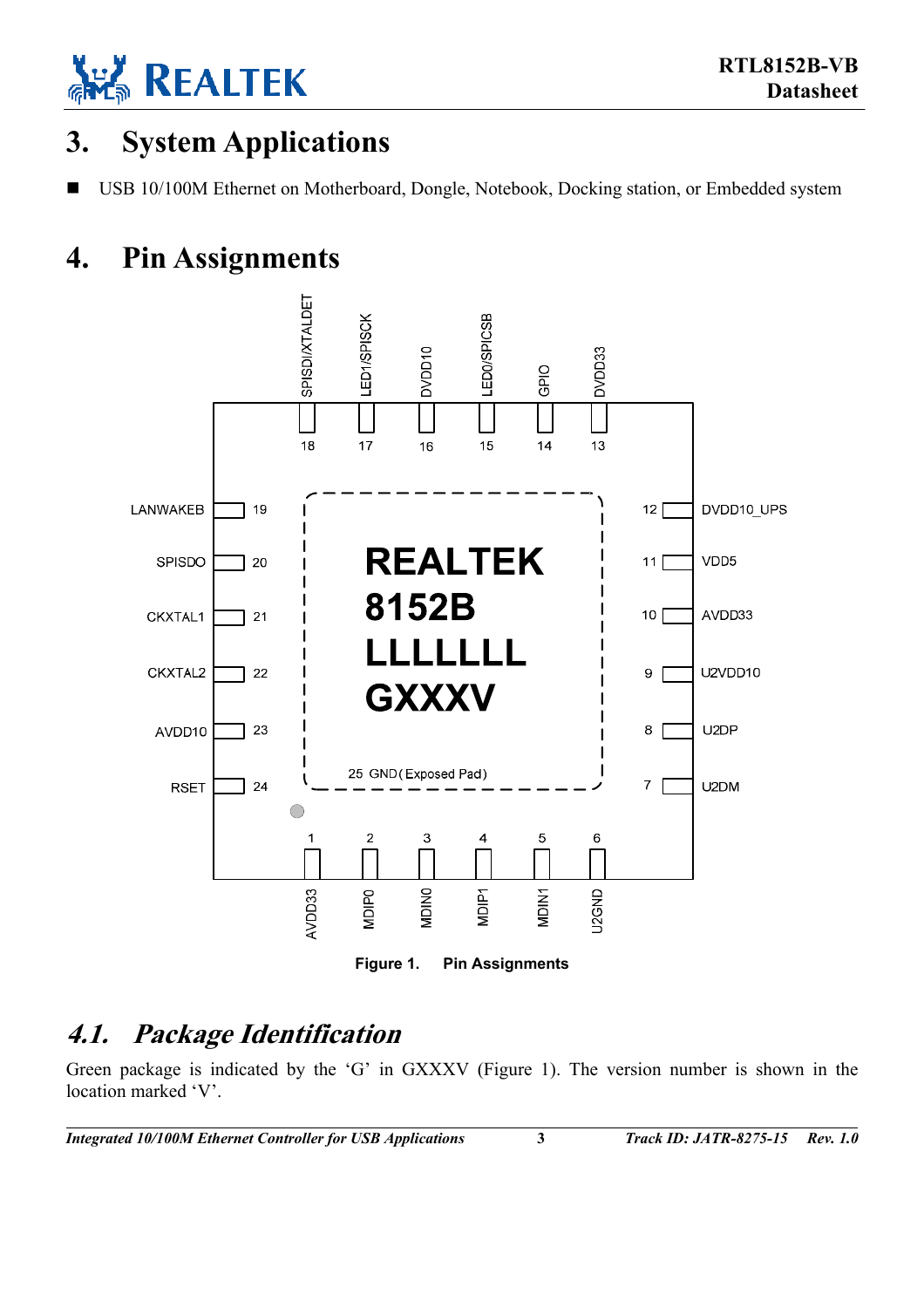# 3. System Applications

- USB 10/100M Ethernet on Motherboard, Dongle, Notebook, Docking station, or Embedded system

# 4. Pin Assignments

Figure 1. Pin Assignments

## 4.1. Package Identification

Green package is indicated by the 'G' in GXXXV (Figure 1). The version number is shown in the location marked 'V'.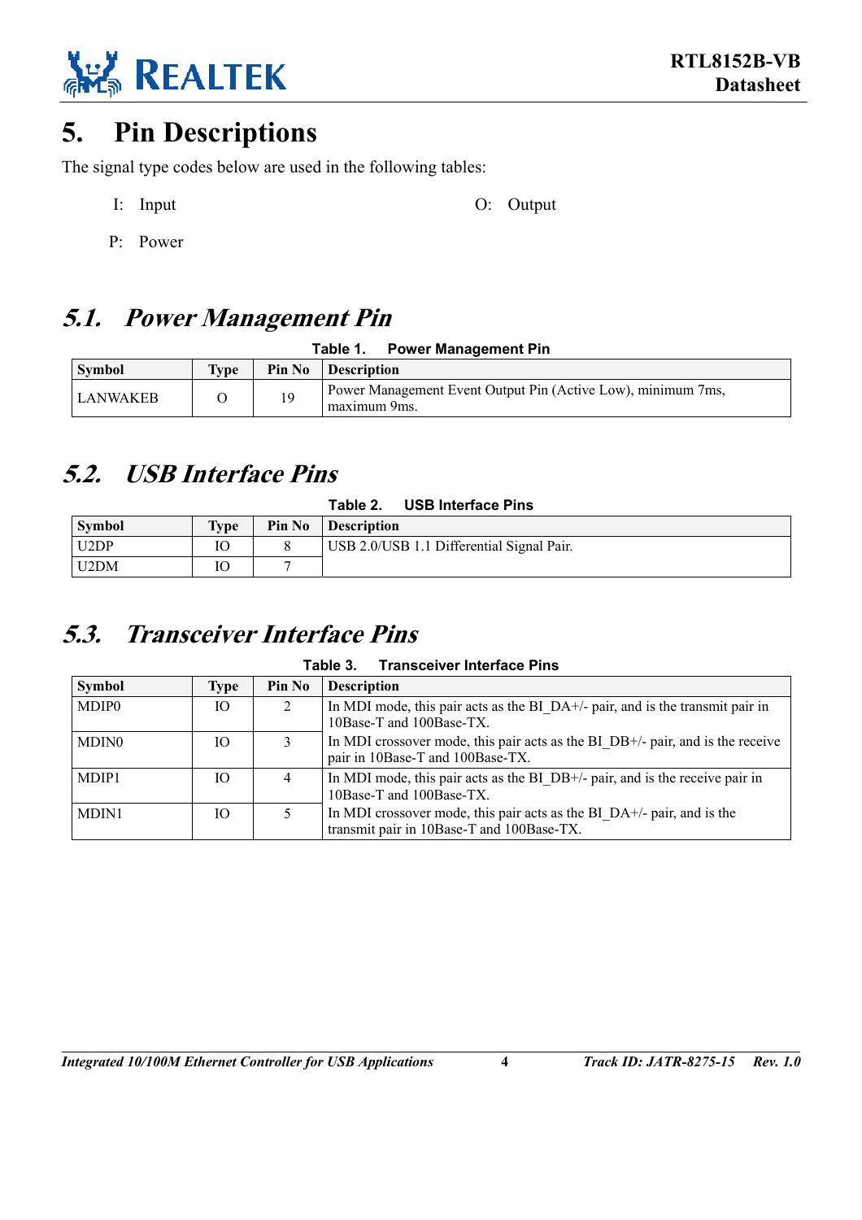# 5. Pin Descriptions

The signal type codes below are used in the following tables:

I: Input    O: Output

P: Power

## 5.1. Power Management Pin

**Table 1. Power Management Pin**

| Symbol | Type | Pin No | Description |
|---|---|---|---|
| LANWAKEB | O | 19 | Power Management Event Output Pin (Active Low), minimum 7ms, maximum 9ms. |

## 5.2. USB Interface Pins

**Table 2. USB Interface Pins**

| Symbol | Type | Pin No | Description |
|---|---|---|---|
| U2DP | IO | 8 | USB 2.0/USB 1.1 Differential Signal Pair. |
| U2DM | IO | 7 | |

## 5.3. Transceiver Interface Pins

**Table 3. Transceiver Interface Pins**

| Symbol | Type | Pin No | Description |
|---|---|---|---|
| MDIP0 | IO | 2 | In MDI mode, this pair acts as the BI_DA+/- pair, and is the transmit pair in 10Base-T and 100Base-TX. |
| MDIN0 | IO | 3 | In MDI crossover mode, this pair acts as the BI_DB+/- pair, and is the receive pair in 10Base-T and 100Base-TX. |
| MDIP1 | IO | 4 | In MDI mode, this pair acts as the BI_DB+/- pair, and is the receive pair in 10Base-T and 100Base-TX. |
| MDIN1 | IO | 5 | In MDI crossover mode, this pair acts as the BI_DA+/- pair, and is the transmit pair in 10Base-T and 100Base-TX. |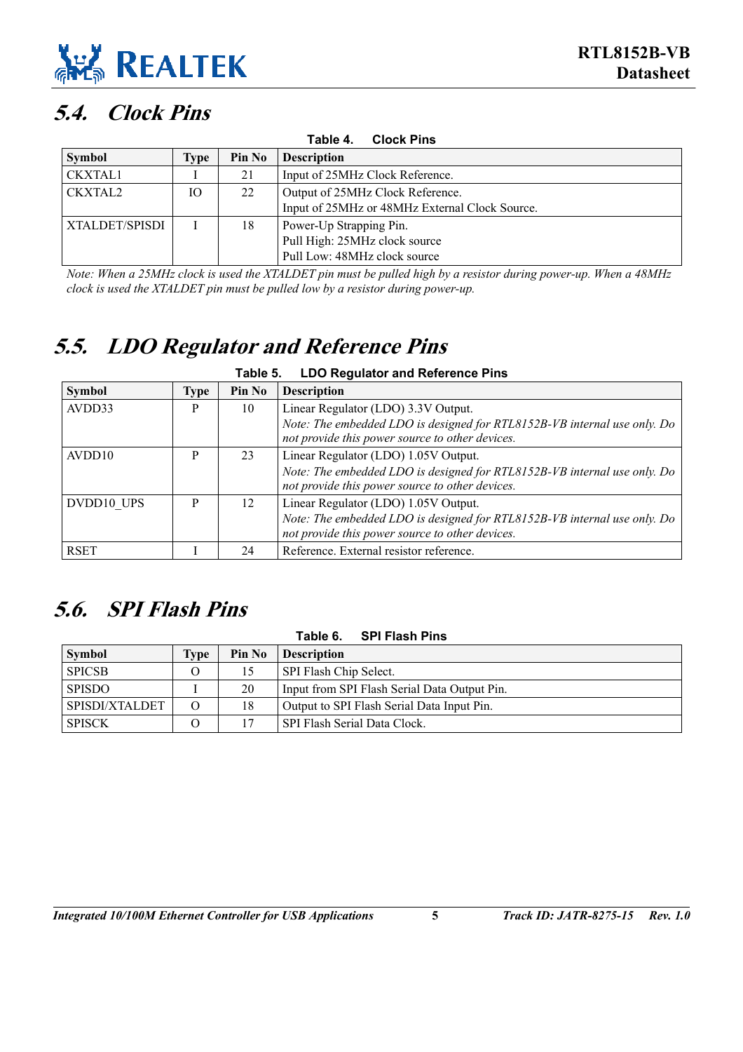## 5.4. Clock Pins

**Table 4. Clock Pins**

| Symbol | Type | Pin No | Description |
|---|---|---|---|
| CKXTAL1 | I | 21 | Input of 25MHz Clock Reference. |
| CKXTAL2 | IO | 22 | Output of 25MHz Clock Reference.<br>Input of 25MHz or 48MHz External Clock Source. |
| XTALDET/SPISDI | I | 18 | Power-Up Strapping Pin.<br>Pull High: 25MHz clock source<br>Pull Low: 48MHz clock source |

*Note: When a 25MHz clock is used the XTALDET pin must be pulled high by a resistor during power-up. When a 48MHz clock is used the XTALDET pin must be pulled low by a resistor during power-up.*

## 5.5. LDO Regulator and Reference Pins

**Table 5. LDO Regulator and Reference Pins**

| Symbol | Type | Pin No | Description |
|---|---|---|---|
| AVDD33 | P | 10 | Linear Regulator (LDO) 3.3V Output.<br>*Note: The embedded LDO is designed for RTL8152B-VB internal use only. Do not provide this power source to other devices.* |
| AVDD10 | P | 23 | Linear Regulator (LDO) 1.05V Output.<br>*Note: The embedded LDO is designed for RTL8152B-VB internal use only. Do not provide this power source to other devices.* |
| DVDD10_UPS | P | 12 | Linear Regulator (LDO) 1.05V Output.<br>*Note: The embedded LDO is designed for RTL8152B-VB internal use only. Do not provide this power source to other devices.* |
| RSET | I | 24 | Reference. External resistor reference. |

## 5.6. SPI Flash Pins

**Table 6. SPI Flash Pins**

| Symbol | Type | Pin No | Description |
|---|---|---|---|
| SPICSB | O | 15 | SPI Flash Chip Select. |
| SPISDO | I | 20 | Input from SPI Flash Serial Data Output Pin. |
| SPISDI/XTALDET | O | 18 | Output to SPI Flash Serial Data Input Pin. |
| SPISCK | O | 17 | SPI Flash Serial Data Clock. |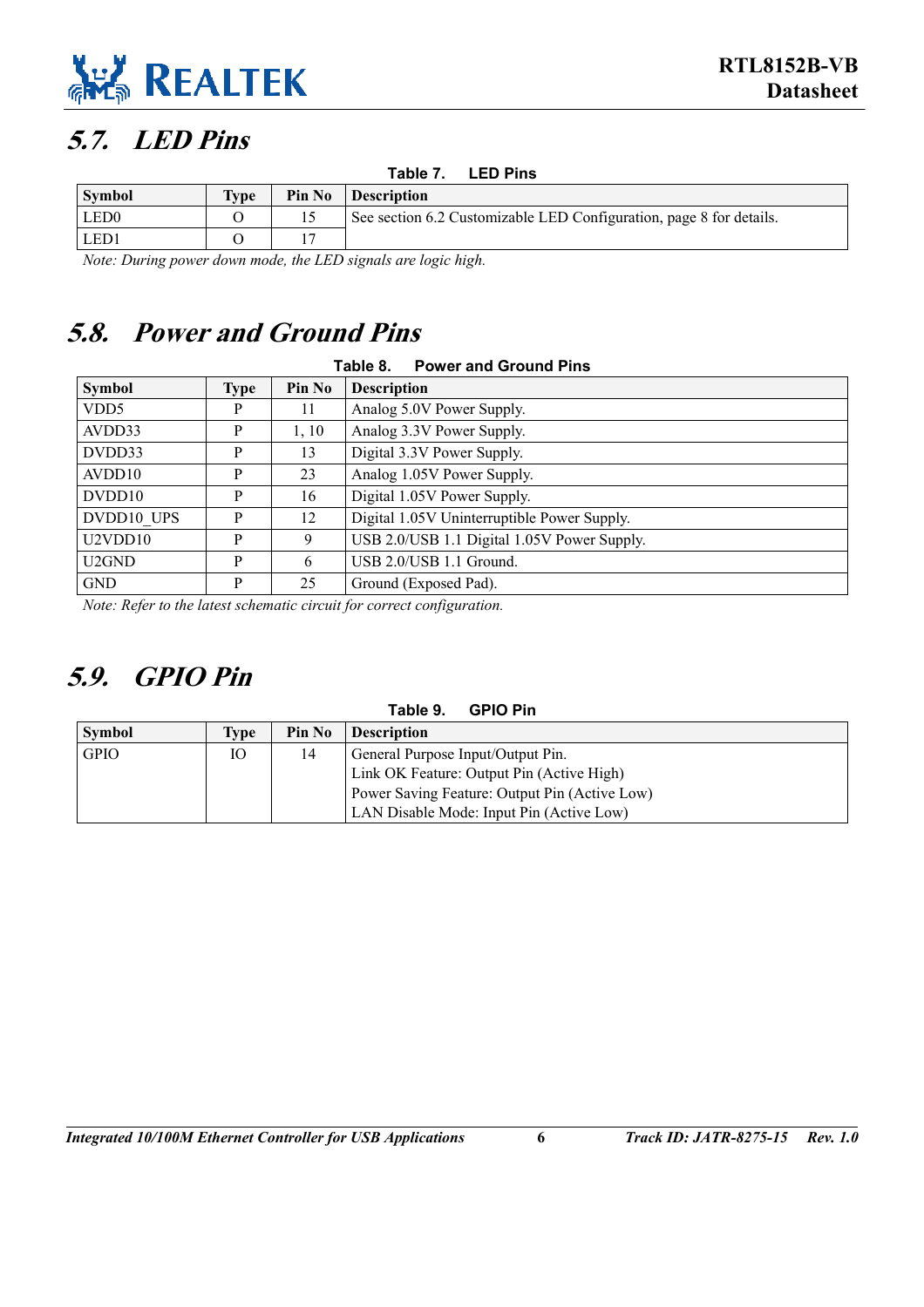## 5.7. LED Pins

**Table 7. LED Pins**

| Symbol | Type | Pin No | Description |
|---|---|---|---|
| LED0 | O | 15 | See section 6.2 Customizable LED Configuration, page 8 for details. |
| LED1 | O | 17 | |

*Note: During power down mode, the LED signals are logic high.*

## 5.8. Power and Ground Pins

**Table 8. Power and Ground Pins**

| Symbol | Type | Pin No | Description |
|---|---|---|---|
| VDD5 | P | 11 | Analog 5.0V Power Supply. |
| AVDD33 | P | 1, 10 | Analog 3.3V Power Supply. |
| DVDD33 | P | 13 | Digital 3.3V Power Supply. |
| AVDD10 | P | 23 | Analog 1.05V Power Supply. |
| DVDD10 | P | 16 | Digital 1.05V Power Supply. |
| DVDD10_UPS | P | 12 | Digital 1.05V Uninterruptible Power Supply. |
| U2VDD10 | P | 9 | USB 2.0/USB 1.1 Digital 1.05V Power Supply. |
| U2GND | P | 6 | USB 2.0/USB 1.1 Ground. |
| GND | P | 25 | Ground (Exposed Pad). |

*Note: Refer to the latest schematic circuit for correct configuration.*

## 5.9. GPIO Pin

**Table 9. GPIO Pin**

| Symbol | Type | Pin No | Description |
|---|---|---|---|
| GPIO | IO | 14 | General Purpose Input/Output Pin.<br>Link OK Feature: Output Pin (Active High)<br>Power Saving Feature: Output Pin (Active Low)<br>LAN Disable Mode: Input Pin (Active Low) |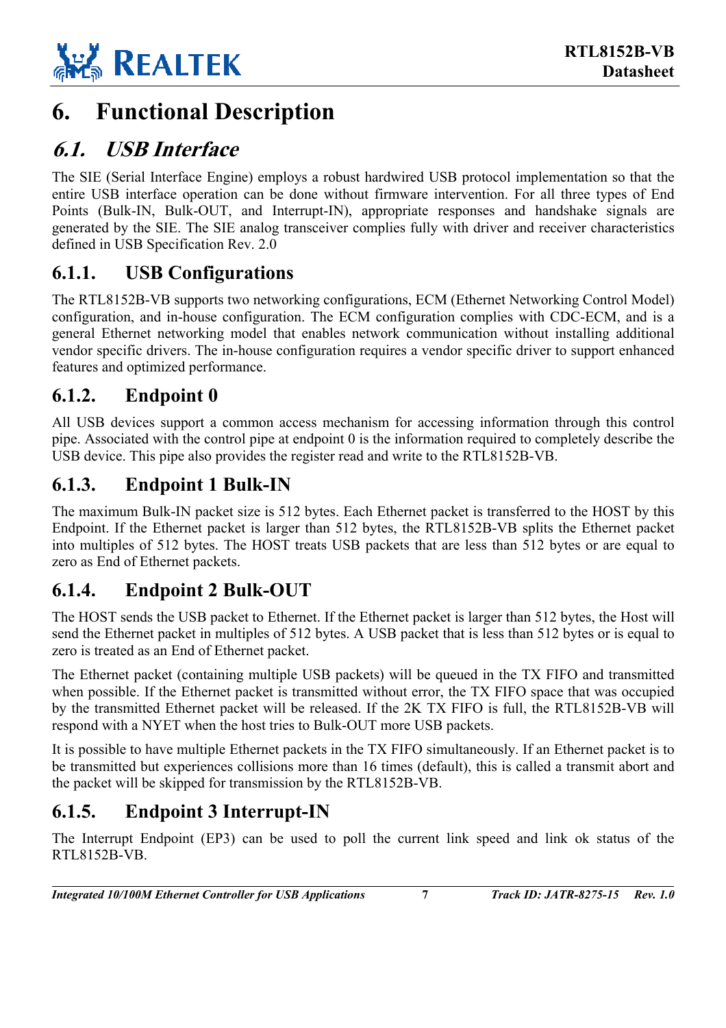// Headings: "6." as #, "6.1." as ##, "6.1.x" as ###. Running header and footer omitted.
# 6. Functional Description

## *6.1. USB Interface*

The SIE (Serial Interface Engine) employs a robust hardwired USB protocol implementation so that the entire USB interface operation can be done without firmware intervention. For all three types of End Points (Bulk-IN, Bulk-OUT, and Interrupt-IN), appropriate responses and handshake signals are generated by the SIE. The SIE analog transceiver complies fully with driver and receiver characteristics defined in USB Specification Rev. 2.0

### 6.1.1. USB Configurations

The RTL8152B-VB supports two networking configurations, ECM (Ethernet Networking Control Model) configuration, and in-house configuration. The ECM configuration complies with CDC-ECM, and is a general Ethernet networking model that enables network communication without installing additional vendor specific drivers. The in-house configuration requires a vendor specific driver to support enhanced features and optimized performance.

### 6.1.2. Endpoint 0

All USB devices support a common access mechanism for accessing information through this control pipe. Associated with the control pipe at endpoint 0 is the information required to completely describe the USB device. This pipe also provides the register read and write to the RTL8152B-VB.

### 6.1.3. Endpoint 1 Bulk-IN

The maximum Bulk-IN packet size is 512 bytes. Each Ethernet packet is transferred to the HOST by this Endpoint. If the Ethernet packet is larger than 512 bytes, the RTL8152B-VB splits the Ethernet packet into multiples of 512 bytes. The HOST treats USB packets that are less than 512 bytes or are equal to zero as End of Ethernet packets.

### 6.1.4. Endpoint 2 Bulk-OUT

The HOST sends the USB packet to Ethernet. If the Ethernet packet is larger than 512 bytes, the Host will send the Ethernet packet in multiples of 512 bytes. A USB packet that is less than 512 bytes or is equal to zero is treated as an End of Ethernet packet.

The Ethernet packet (containing multiple USB packets) will be queued in the TX FIFO and transmitted when possible. If the Ethernet packet is transmitted without error, the TX FIFO space that was occupied by the transmitted Ethernet packet will be released. If the 2K TX FIFO is full, the RTL8152B-VB will respond with a NYET when the host tries to Bulk-OUT more USB packets.

It is possible to have multiple Ethernet packets in the TX FIFO simultaneously. If an Ethernet packet is to be transmitted but experiences collisions more than 16 times (default), this is called a transmit abort and the packet will be skipped for transmission by the RTL8152B-VB.

### 6.1.5. Endpoint 3 Interrupt-IN

The Interrupt Endpoint (EP3) can be used to poll the current link speed and link ok status of the RTL8152B-VB.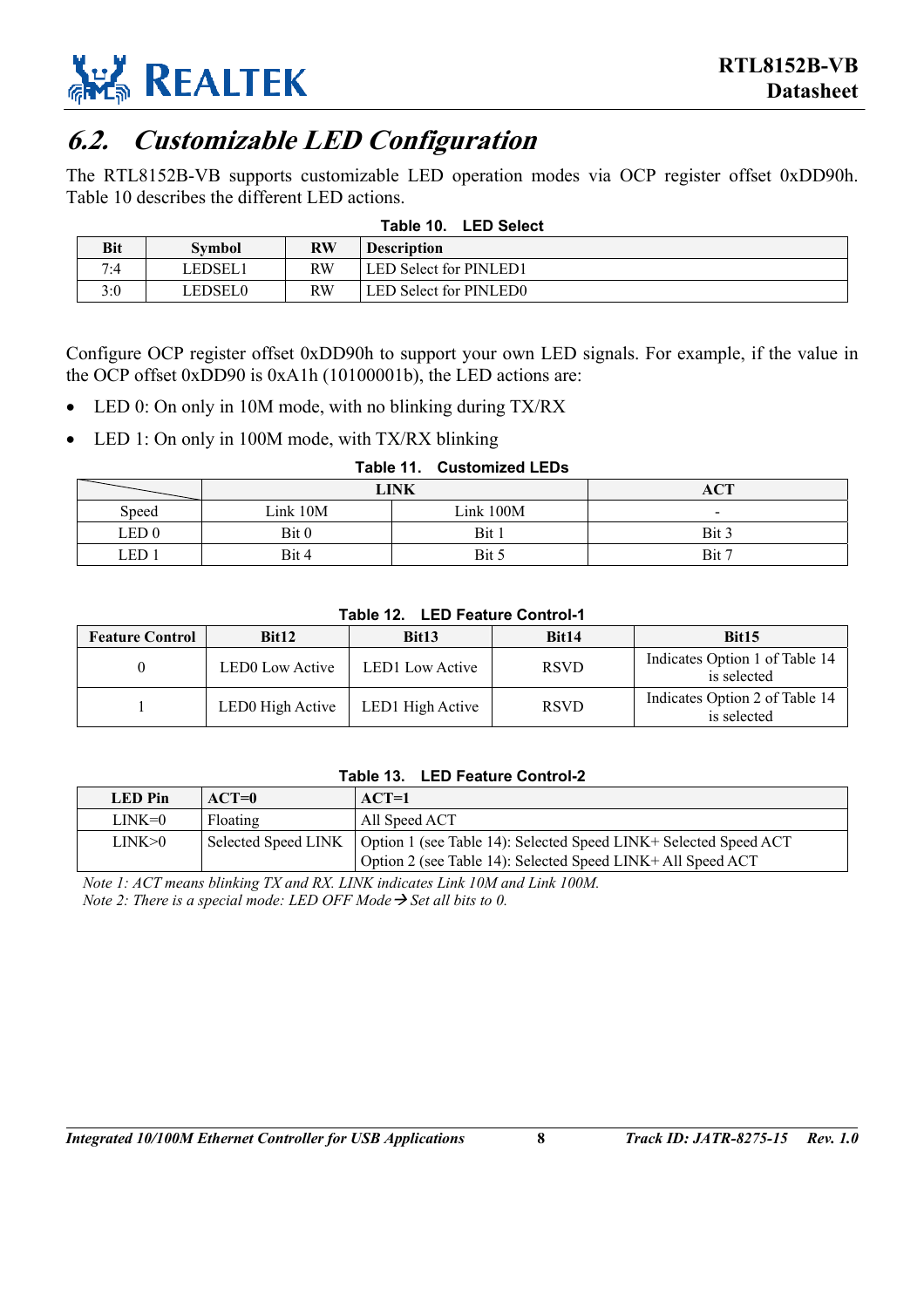## 6.2. Customizable LED Configuration

The RTL8152B-VB supports customizable LED operation modes via OCP register offset 0xDD90h. Table 10 describes the different LED actions.

**Table 10. LED Select**

| Bit | Symbol | RW | Description |
|---|---|---|---|
| 7:4 | LEDSEL1 | RW | LED Select for PINLED1 |
| 3:0 | LEDSEL0 | RW | LED Select for PINLED0 |

Configure OCP register offset 0xDD90h to support your own LED signals. For example, if the value in the OCP offset 0xDD90 is 0xA1h (10100001b), the LED actions are:

- LED 0: On only in 10M mode, with no blinking during TX/RX
- LED 1: On only in 100M mode, with TX/RX blinking

**Table 11. Customized LEDs**

| | LINK | | ACT |
|---|---|---|---|
| Speed | Link 10M | Link 100M | - |
| LED 0 | Bit 0 | Bit 1 | Bit 3 |
| LED 1 | Bit 4 | Bit 5 | Bit 7 |

**Table 12. LED Feature Control-1**

| Feature Control | Bit12 | Bit13 | Bit14 | Bit15 |
|---|---|---|---|---|
| 0 | LED0 Low Active | LED1 Low Active | RSVD | Indicates Option 1 of Table 14 is selected |
| 1 | LED0 High Active | LED1 High Active | RSVD | Indicates Option 2 of Table 14 is selected |

**Table 13. LED Feature Control-2**

| LED Pin | ACT=0 | ACT=1 |
|---|---|---|
| LINK=0 | Floating | All Speed ACT |
| LINK>0 | Selected Speed LINK | Option 1 (see Table 14): Selected Speed LINK+ Selected Speed ACT<br>Option 2 (see Table 14): Selected Speed LINK+ All Speed ACT |

*Note 1: ACT means blinking TX and RX. LINK indicates Link 10M and Link 100M.*
*Note 2: There is a special mode: LED OFF Mode→ Set all bits to 0.*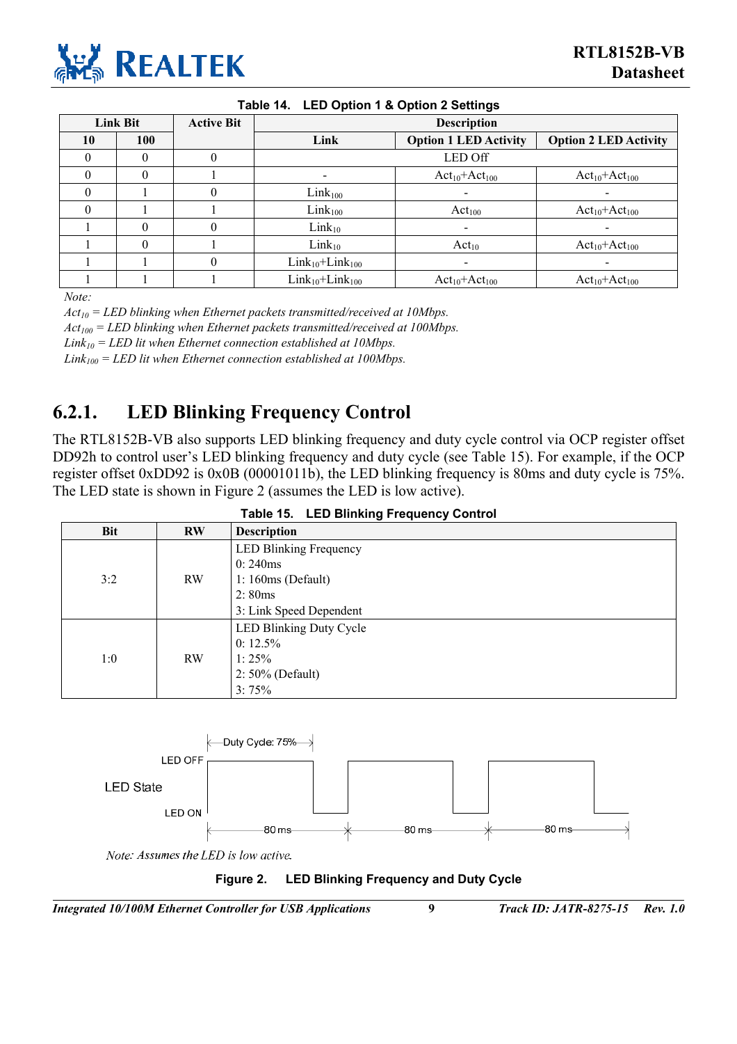Table 14. LED Option 1 & Option 2 Settings

| Link Bit | | Active Bit | Description | | |
|---|---|---|---|---|---|
| 10 | 100 | | Link | Option 1 LED Activity | Option 2 LED Activity |
| 0 | 0 | 0 | LED Off | | |
| 0 | 0 | 1 | - | $Act_{10}$+$Act_{100}$ | $Act_{10}$+$Act_{100}$ |
| 0 | 1 | 0 | $Link_{100}$ | - | - |
| 0 | 1 | 1 | $Link_{100}$ | $Act_{100}$ | $Act_{10}$+$Act_{100}$ |
| 1 | 0 | 0 | $Link_{10}$ | - | - |
| 1 | 0 | 1 | $Link_{10}$ | $Act_{10}$ | $Act_{10}$+$Act_{100}$ |
| 1 | 1 | 0 | $Link_{10}$+$Link_{100}$ | - | - |
| 1 | 1 | 1 | $Link_{10}$+$Link_{100}$ | $Act_{10}$+$Act_{100}$ | $Act_{10}$+$Act_{100}$ |

*Note:*

*$Act_{10}$ = LED blinking when Ethernet packets transmitted/received at 10Mbps.*

*$Act_{100}$ = LED blinking when Ethernet packets transmitted/received at 100Mbps.*

*$Link_{10}$ = LED lit when Ethernet connection established at 10Mbps.*

*$Link_{100}$ = LED lit when Ethernet connection established at 100Mbps.*

## 6.2.1. LED Blinking Frequency Control

The RTL8152B-VB also supports LED blinking frequency and duty cycle control via OCP register offset DD92h to control user's LED blinking frequency and duty cycle (see Table 15). For example, if the OCP register offset 0xDD92 is 0x0B (00001011b), the LED blinking frequency is 80ms and duty cycle is 75%. The LED state is shown in Figure 2 (assumes the LED is low active).

Table 15. LED Blinking Frequency Control

| Bit | RW | Description |
|---|---|---|
| 3:2 | RW | LED Blinking Frequency<br>0: 240ms<br>1: 160ms (Default)<br>2: 80ms<br>3: Link Speed Dependent |
| 1:0 | RW | LED Blinking Duty Cycle<br>0: 12.5%<br>1: 25%<br>2: 50% (Default)<br>3: 75% |

Duty Cycle: 75%

LED OFF

LED State

LED ON

80 ms 80 ms 80 ms

*Note: Assumes the LED is low active.*

Figure 2. LED Blinking Frequency and Duty Cycle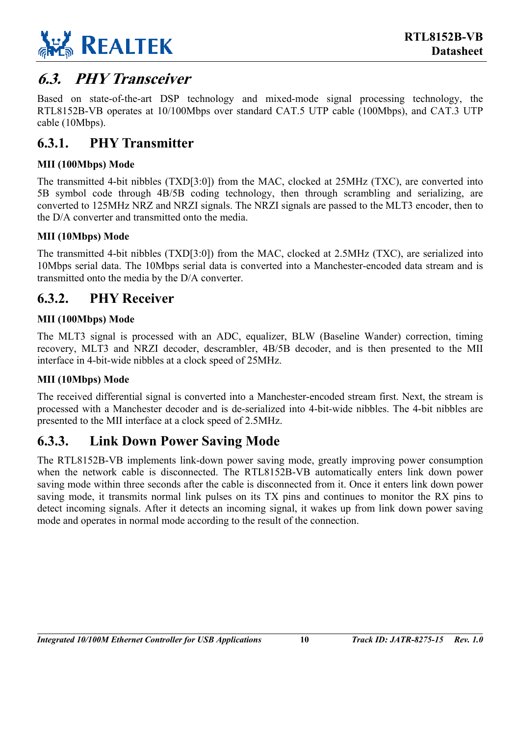## 6.3. PHY Transceiver

Based on state-of-the-art DSP technology and mixed-mode signal processing technology, the RTL8152B-VB operates at 10/100Mbps over standard CAT.5 UTP cable (100Mbps), and CAT.3 UTP cable (10Mbps).

### 6.3.1. PHY Transmitter

**MII (100Mbps) Mode**

The transmitted 4-bit nibbles (TXD[3:0]) from the MAC, clocked at 25MHz (TXC), are converted into 5B symbol code through 4B/5B coding technology, then through scrambling and serializing, are converted to 125MHz NRZ and NRZI signals. The NRZI signals are passed to the MLT3 encoder, then to the D/A converter and transmitted onto the media.

**MII (10Mbps) Mode**

The transmitted 4-bit nibbles (TXD[3:0]) from the MAC, clocked at 2.5MHz (TXC), are serialized into 10Mbps serial data. The 10Mbps serial data is converted into a Manchester-encoded data stream and is transmitted onto the media by the D/A converter.

### 6.3.2. PHY Receiver

**MII (100Mbps) Mode**

The MLT3 signal is processed with an ADC, equalizer, BLW (Baseline Wander) correction, timing recovery, MLT3 and NRZI decoder, descrambler, 4B/5B decoder, and is then presented to the MII interface in 4-bit-wide nibbles at a clock speed of 25MHz.

**MII (10Mbps) Mode**

The received differential signal is converted into a Manchester-encoded stream first. Next, the stream is processed with a Manchester decoder and is de-serialized into 4-bit-wide nibbles. The 4-bit nibbles are presented to the MII interface at a clock speed of 2.5MHz.

### 6.3.3. Link Down Power Saving Mode

The RTL8152B-VB implements link-down power saving mode, greatly improving power consumption when the network cable is disconnected. The RTL8152B-VB automatically enters link down power saving mode within three seconds after the cable is disconnected from it. Once it enters link down power saving mode, it transmits normal link pulses on its TX pins and continues to monitor the RX pins to detect incoming signals. After it detects an incoming signal, it wakes up from link down power saving mode and operates in normal mode according to the result of the connection.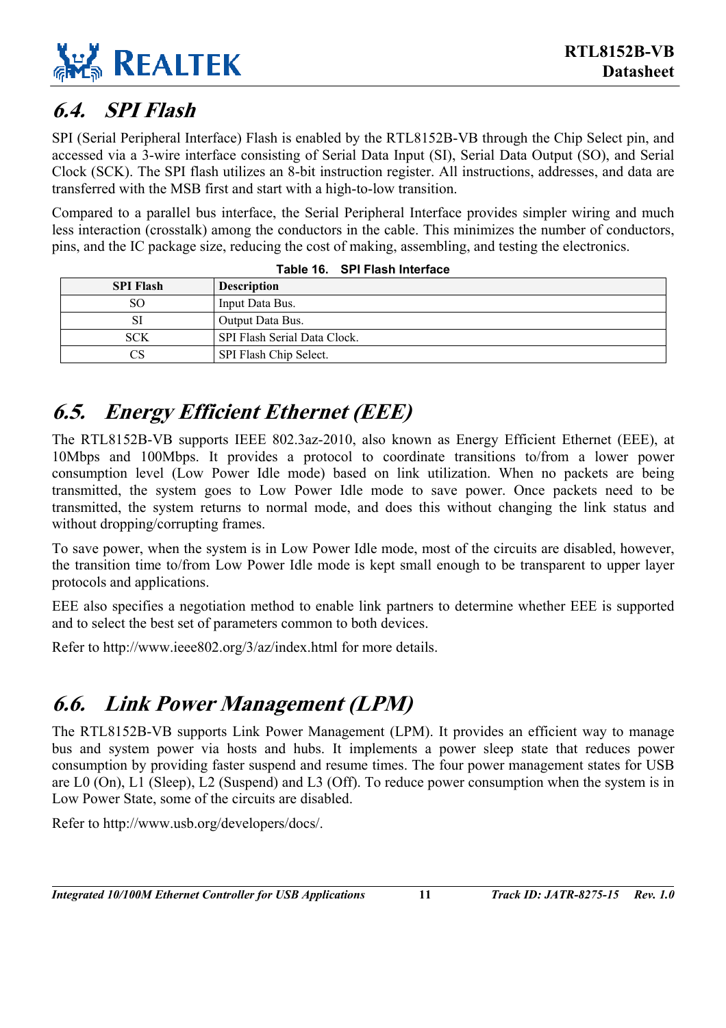## 6.4. SPI Flash

SPI (Serial Peripheral Interface) Flash is enabled by the RTL8152B-VB through the Chip Select pin, and accessed via a 3-wire interface consisting of Serial Data Input (SI), Serial Data Output (SO), and Serial Clock (SCK). The SPI flash utilizes an 8-bit instruction register. All instructions, addresses, and data are transferred with the MSB first and start with a high-to-low transition.

Compared to a parallel bus interface, the Serial Peripheral Interface provides simpler wiring and much less interaction (crosstalk) among the conductors in the cable. This minimizes the number of conductors, pins, and the IC package size, reducing the cost of making, assembling, and testing the electronics.

**Table 16. SPI Flash Interface**

| SPI Flash | Description |
|---|---|
| SO | Input Data Bus. |
| SI | Output Data Bus. |
| SCK | SPI Flash Serial Data Clock. |
| CS | SPI Flash Chip Select. |

## 6.5. Energy Efficient Ethernet (EEE)

The RTL8152B-VB supports IEEE 802.3az-2010, also known as Energy Efficient Ethernet (EEE), at 10Mbps and 100Mbps. It provides a protocol to coordinate transitions to/from a lower power consumption level (Low Power Idle mode) based on link utilization. When no packets are being transmitted, the system goes to Low Power Idle mode to save power. Once packets need to be transmitted, the system returns to normal mode, and does this without changing the link status and without dropping/corrupting frames.

To save power, when the system is in Low Power Idle mode, most of the circuits are disabled, however, the transition time to/from Low Power Idle mode is kept small enough to be transparent to upper layer protocols and applications.

EEE also specifies a negotiation method to enable link partners to determine whether EEE is supported and to select the best set of parameters common to both devices.

Refer to http://www.ieee802.org/3/az/index.html for more details.

## 6.6. Link Power Management (LPM)

The RTL8152B-VB supports Link Power Management (LPM). It provides an efficient way to manage bus and system power via hosts and hubs. It implements a power sleep state that reduces power consumption by providing faster suspend and resume times. The four power management states for USB are L0 (On), L1 (Sleep), L2 (Suspend) and L3 (Off). To reduce power consumption when the system is in Low Power State, some of the circuits are disabled.

Refer to http://www.usb.org/developers/docs/.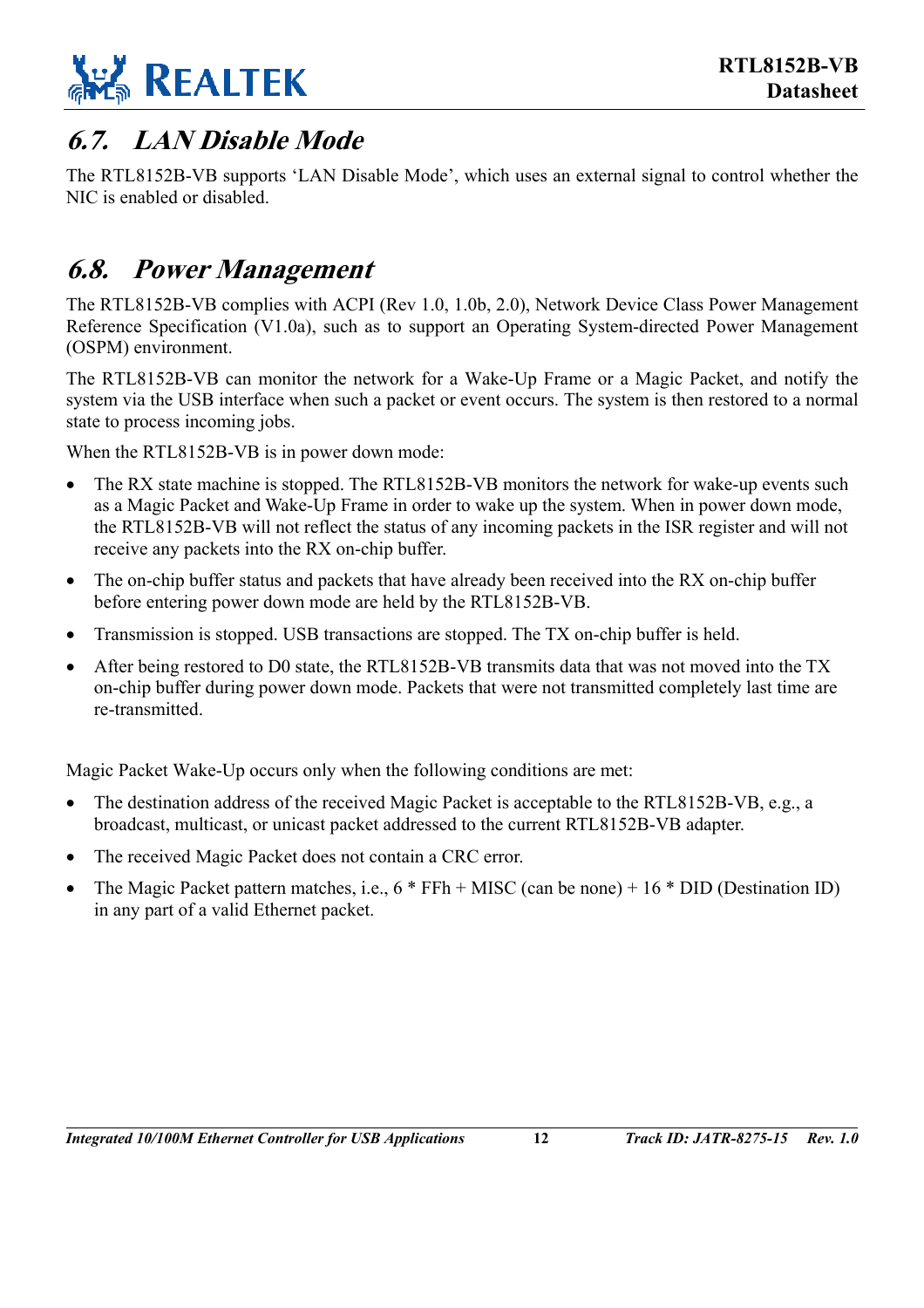## 6.7. LAN Disable Mode

The RTL8152B-VB supports 'LAN Disable Mode', which uses an external signal to control whether the NIC is enabled or disabled.

## 6.8. Power Management

The RTL8152B-VB complies with ACPI (Rev 1.0, 1.0b, 2.0), Network Device Class Power Management Reference Specification (V1.0a), such as to support an Operating System-directed Power Management (OSPM) environment.

The RTL8152B-VB can monitor the network for a Wake-Up Frame or a Magic Packet, and notify the system via the USB interface when such a packet or event occurs. The system is then restored to a normal state to process incoming jobs.

When the RTL8152B-VB is in power down mode:

- The RX state machine is stopped. The RTL8152B-VB monitors the network for wake-up events such as a Magic Packet and Wake-Up Frame in order to wake up the system. When in power down mode, the RTL8152B-VB will not reflect the status of any incoming packets in the ISR register and will not receive any packets into the RX on-chip buffer.
- The on-chip buffer status and packets that have already been received into the RX on-chip buffer before entering power down mode are held by the RTL8152B-VB.
- Transmission is stopped. USB transactions are stopped. The TX on-chip buffer is held.
- After being restored to D0 state, the RTL8152B-VB transmits data that was not moved into the TX on-chip buffer during power down mode. Packets that were not transmitted completely last time are re-transmitted.

Magic Packet Wake-Up occurs only when the following conditions are met:

- The destination address of the received Magic Packet is acceptable to the RTL8152B-VB, e.g., a broadcast, multicast, or unicast packet addressed to the current RTL8152B-VB adapter.
- The received Magic Packet does not contain a CRC error.
- The Magic Packet pattern matches, i.e., 6 * FFh + MISC (can be none) + 16 * DID (Destination ID) in any part of a valid Ethernet packet.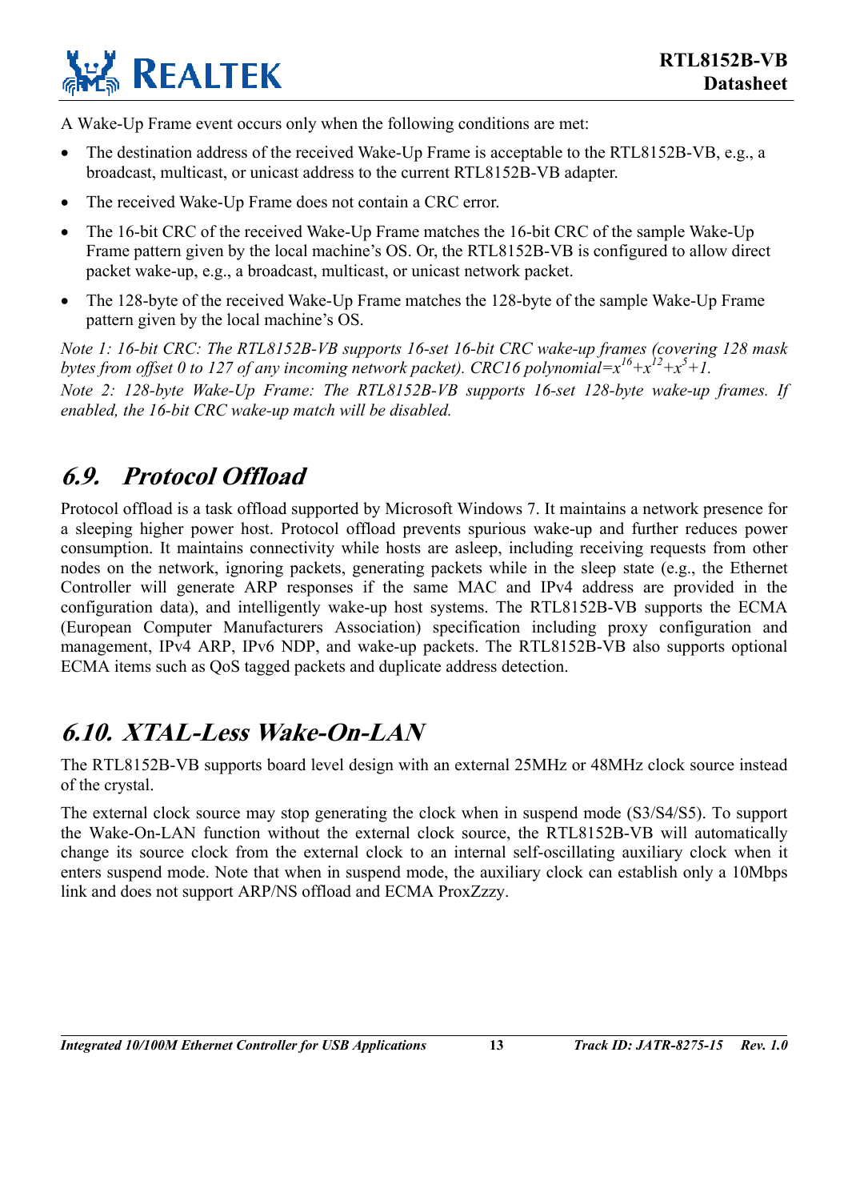A Wake-Up Frame event occurs only when the following conditions are met:

- The destination address of the received Wake-Up Frame is acceptable to the RTL8152B-VB, e.g., a broadcast, multicast, or unicast address to the current RTL8152B-VB adapter.
- The received Wake-Up Frame does not contain a CRC error.
- The 16-bit CRC of the received Wake-Up Frame matches the 16-bit CRC of the sample Wake-Up Frame pattern given by the local machine's OS. Or, the RTL8152B-VB is configured to allow direct packet wake-up, e.g., a broadcast, multicast, or unicast network packet.
- The 128-byte of the received Wake-Up Frame matches the 128-byte of the sample Wake-Up Frame pattern given by the local machine's OS.

*Note 1: 16-bit CRC: The RTL8152B-VB supports 16-set 16-bit CRC wake-up frames (covering 128 mask bytes from offset 0 to 127 of any incoming network packet). CRC16 polynomial=*$x^{16}+x^{12}+x^{5}+1$.

*Note 2: 128-byte Wake-Up Frame: The RTL8152B-VB supports 16-set 128-byte wake-up frames. If enabled, the 16-bit CRC wake-up match will be disabled.*

## 6.9. Protocol Offload

Protocol offload is a task offload supported by Microsoft Windows 7. It maintains a network presence for a sleeping higher power host. Protocol offload prevents spurious wake-up and further reduces power consumption. It maintains connectivity while hosts are asleep, including receiving requests from other nodes on the network, ignoring packets, generating packets while in the sleep state (e.g., the Ethernet Controller will generate ARP responses if the same MAC and IPv4 address are provided in the configuration data), and intelligently wake-up host systems. The RTL8152B-VB supports the ECMA (European Computer Manufacturers Association) specification including proxy configuration and management, IPv4 ARP, IPv6 NDP, and wake-up packets. The RTL8152B-VB also supports optional ECMA items such as QoS tagged packets and duplicate address detection.

## 6.10. XTAL-Less Wake-On-LAN

The RTL8152B-VB supports board level design with an external 25MHz or 48MHz clock source instead of the crystal.

The external clock source may stop generating the clock when in suspend mode (S3/S4/S5). To support the Wake-On-LAN function without the external clock source, the RTL8152B-VB will automatically change its source clock from the external clock to an internal self-oscillating auxiliary clock when it enters suspend mode. Note that when in suspend mode, the auxiliary clock can establish only a 10Mbps link and does not support ARP/NS offload and ECMA ProxZzzy.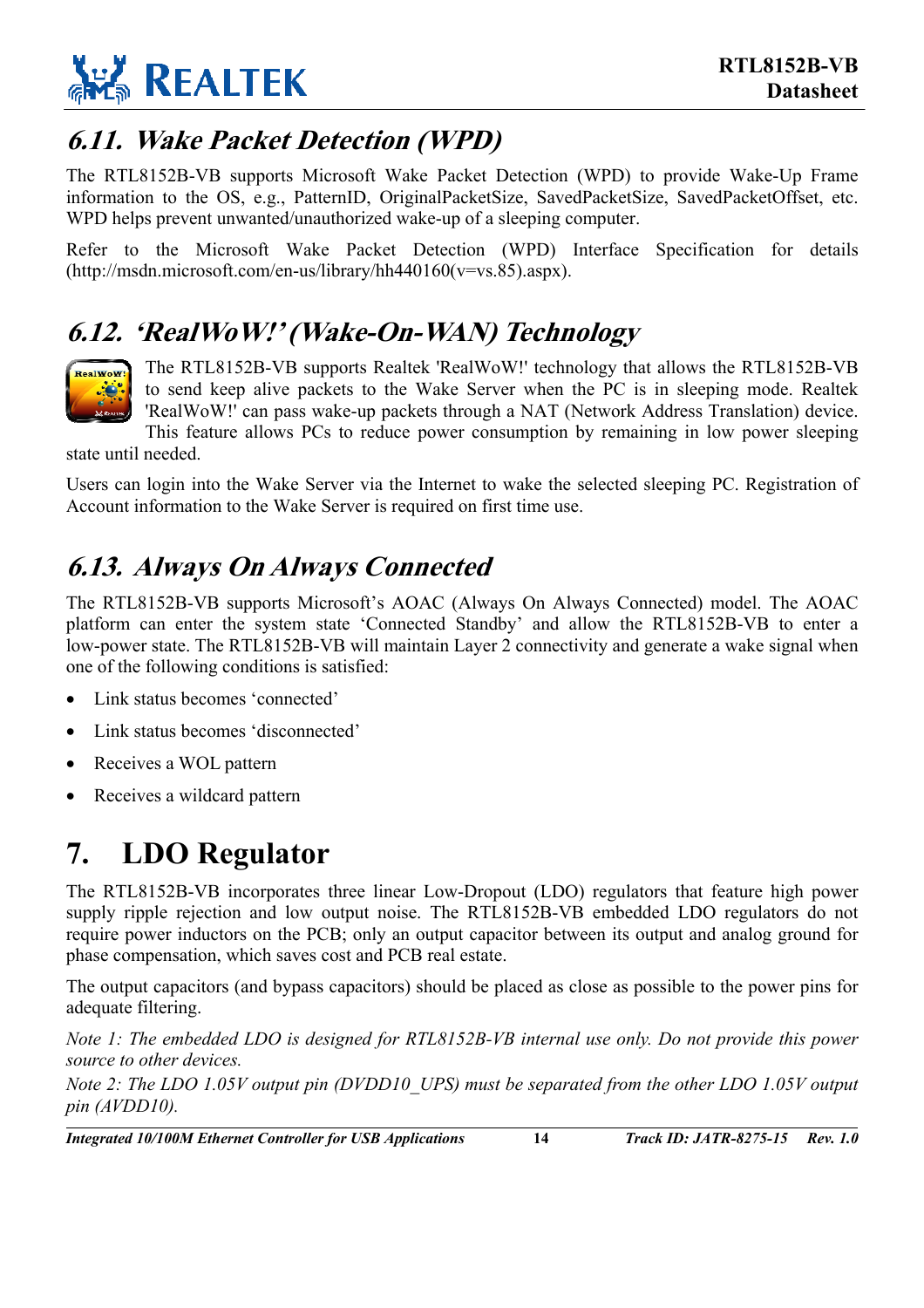## 6.11. Wake Packet Detection (WPD)

The RTL8152B-VB supports Microsoft Wake Packet Detection (WPD) to provide Wake-Up Frame information to the OS, e.g., PatternID, OriginalPacketSize, SavedPacketSize, SavedPacketOffset, etc. WPD helps prevent unwanted/unauthorized wake-up of a sleeping computer.

Refer to the Microsoft Wake Packet Detection (WPD) Interface Specification for details (http://msdn.microsoft.com/en-us/library/hh440160(v=vs.85).aspx).

## 6.12. 'RealWoW!' (Wake-On-WAN) Technology

The RTL8152B-VB supports Realtek 'RealWoW!' technology that allows the RTL8152B-VB to send keep alive packets to the Wake Server when the PC is in sleeping mode. Realtek 'RealWoW!' can pass wake-up packets through a NAT (Network Address Translation) device. This feature allows PCs to reduce power consumption by remaining in low power sleeping state until needed.

Users can login into the Wake Server via the Internet to wake the selected sleeping PC. Registration of Account information to the Wake Server is required on first time use.

## 6.13. Always On Always Connected

The RTL8152B-VB supports Microsoft's AOAC (Always On Always Connected) model. The AOAC platform can enter the system state 'Connected Standby' and allow the RTL8152B-VB to enter a low-power state. The RTL8152B-VB will maintain Layer 2 connectivity and generate a wake signal when one of the following conditions is satisfied:

- Link status becomes 'connected'
- Link status becomes 'disconnected'
- Receives a WOL pattern
- Receives a wildcard pattern

# 7. LDO Regulator

The RTL8152B-VB incorporates three linear Low-Dropout (LDO) regulators that feature high power supply ripple rejection and low output noise. The RTL8152B-VB embedded LDO regulators do not require power inductors on the PCB; only an output capacitor between its output and analog ground for phase compensation, which saves cost and PCB real estate.

The output capacitors (and bypass capacitors) should be placed as close as possible to the power pins for adequate filtering.

*Note 1: The embedded LDO is designed for RTL8152B-VB internal use only. Do not provide this power source to other devices.*

*Note 2: The LDO 1.05V output pin (DVDD10_UPS) must be separated from the other LDO 1.05V output pin (AVDD10).*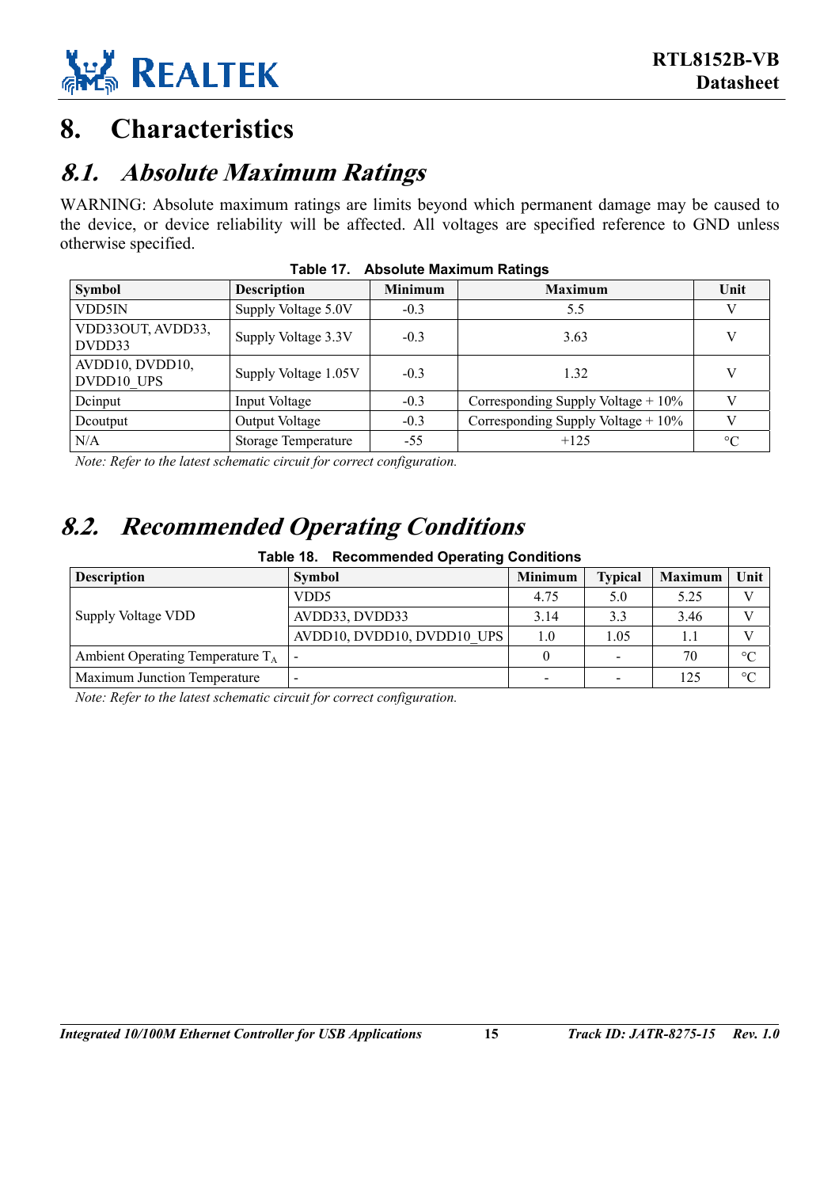# 8. Characteristics

## 8.1. Absolute Maximum Ratings

WARNING: Absolute maximum ratings are limits beyond which permanent damage may be caused to the device, or device reliability will be affected. All voltages are specified reference to GND unless otherwise specified.

**Table 17. Absolute Maximum Ratings**

| Symbol | Description | Minimum | Maximum | Unit |
|---|---|---|---|---|
| VDD5IN | Supply Voltage 5.0V | -0.3 | 5.5 | V |
| VDD33OUT, AVDD33, DVDD33 | Supply Voltage 3.3V | -0.3 | 3.63 | V |
| AVDD10, DVDD10, DVDD10_UPS | Supply Voltage 1.05V | -0.3 | 1.32 | V |
| Dcinput | Input Voltage | -0.3 | Corresponding Supply Voltage + 10% | V |
| Dcoutput | Output Voltage | -0.3 | Corresponding Supply Voltage + 10% | V |
| N/A | Storage Temperature | -55 | +125 | °C |

*Note: Refer to the latest schematic circuit for correct configuration.*

## 8.2. Recommended Operating Conditions

**Table 18. Recommended Operating Conditions**

| Description | Symbol | Minimum | Typical | Maximum | Unit |
|---|---|---|---|---|---|
| Supply Voltage VDD | VDD5 | 4.75 | 5.0 | 5.25 | V |
| | AVDD33, DVDD33 | 3.14 | 3.3 | 3.46 | V |
| | AVDD10, DVDD10, DVDD10_UPS | 1.0 | 1.05 | 1.1 | V |
| Ambient Operating Temperature $T_A$ | - | 0 | - | 70 | °C |
| Maximum Junction Temperature | - | - | - | 125 | °C |

*Note: Refer to the latest schematic circuit for correct configuration.*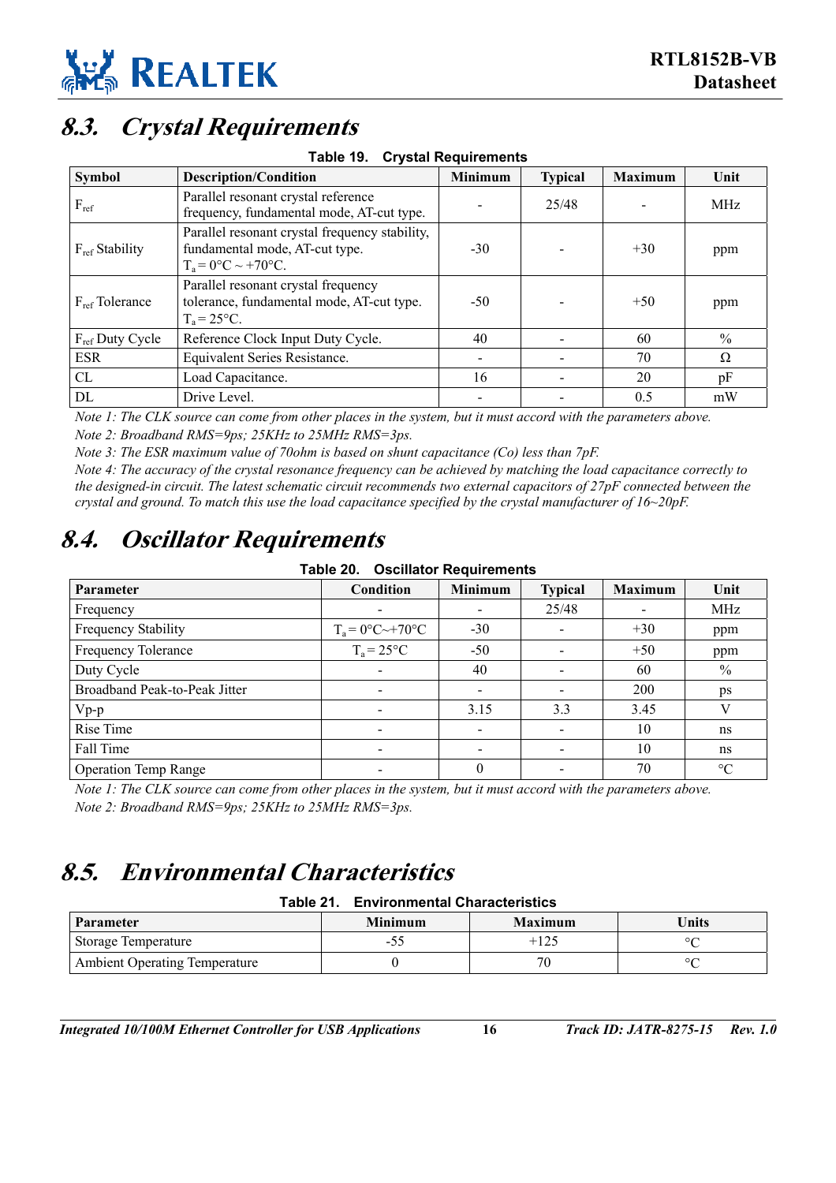## 8.3. *Crystal Requirements*

**Table 19. Crystal Requirements**

| Symbol | Description/Condition | Minimum | Typical | Maximum | Unit |
|---|---|---|---|---|---|
| $F_{ref}$ | Parallel resonant crystal reference frequency, fundamental mode, AT-cut type. | - | 25/48 | - | MHz |
| $F_{ref}$ Stability | Parallel resonant crystal frequency stability, fundamental mode, AT-cut type. $T_a = 0°C \sim +70°C$. | -30 | - | +30 | ppm |
| $F_{ref}$ Tolerance | Parallel resonant crystal frequency tolerance, fundamental mode, AT-cut type. $T_a = 25°C$. | -50 | - | +50 | ppm |
| $F_{ref}$ Duty Cycle | Reference Clock Input Duty Cycle. | 40 | - | 60 | % |
| ESR | Equivalent Series Resistance. | - | - | 70 | Ω |
| CL | Load Capacitance. | 16 | - | 20 | pF |
| DL | Drive Level. | - | - | 0.5 | mW |

*Note 1: The CLK source can come from other places in the system, but it must accord with the parameters above.*
*Note 2: Broadband RMS=9ps; 25KHz to 25MHz RMS=3ps.*
*Note 3: The ESR maximum value of 70ohm is based on shunt capacitance (Co) less than 7pF.*
*Note 4: The accuracy of the crystal resonance frequency can be achieved by matching the load capacitance correctly to the designed-in circuit. The latest schematic circuit recommends two external capacitors of 27pF connected between the crystal and ground. To match this use the load capacitance specified by the crystal manufacturer of 16~20pF.*

## 8.4. *Oscillator Requirements*

**Table 20. Oscillator Requirements**

| Parameter | Condition | Minimum | Typical | Maximum | Unit |
|---|---|---|---|---|---|
| Frequency | - | - | 25/48 | - | MHz |
| Frequency Stability | $T_a = 0°C \sim +70°C$ | -30 | - | +30 | ppm |
| Frequency Tolerance | $T_a = 25°C$ | -50 | - | +50 | ppm |
| Duty Cycle | - | 40 | - | 60 | % |
| Broadband Peak-to-Peak Jitter | - | - | - | 200 | ps |
| Vp-p | - | 3.15 | 3.3 | 3.45 | V |
| Rise Time | - | - | - | 10 | ns |
| Fall Time | - | - | - | 10 | ns |
| Operation Temp Range | - | 0 | - | 70 | °C |

*Note 1: The CLK source can come from other places in the system, but it must accord with the parameters above.*
*Note 2: Broadband RMS=9ps; 25KHz to 25MHz RMS=3ps.*

## 8.5. *Environmental Characteristics*

**Table 21. Environmental Characteristics**

| Parameter | Minimum | Maximum | Units |
|---|---|---|---|
| Storage Temperature | -55 | +125 | °C |
| Ambient Operating Temperature | 0 | 70 | °C |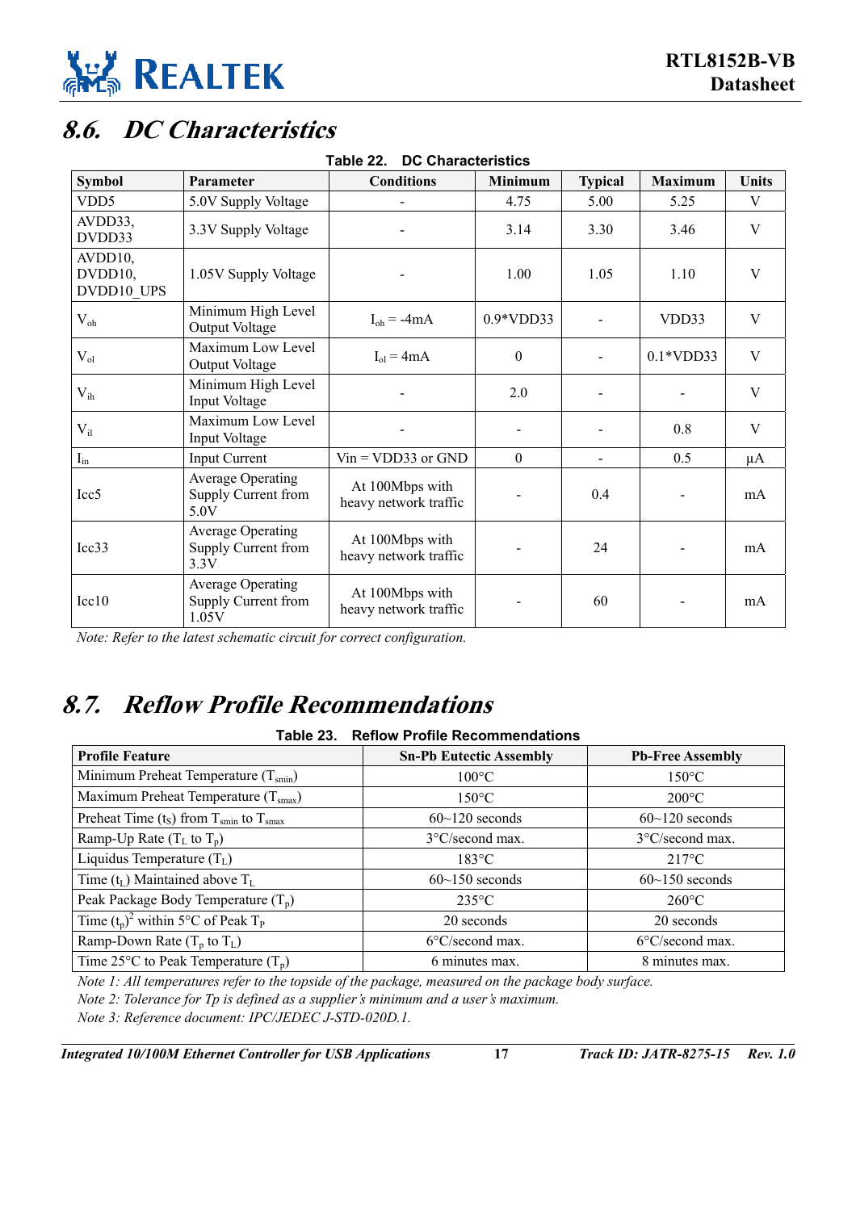## 8.6. DC Characteristics

**Table 22. DC Characteristics**

| Symbol | Parameter | Conditions | Minimum | Typical | Maximum | Units |
|---|---|---|---|---|---|---|
| VDD5 | 5.0V Supply Voltage | - | 4.75 | 5.00 | 5.25 | V |
| AVDD33, DVDD33 | 3.3V Supply Voltage | - | 3.14 | 3.30 | 3.46 | V |
| AVDD10, DVDD10, DVDD10_UPS | 1.05V Supply Voltage | - | 1.00 | 1.05 | 1.10 | V |
| $V_{oh}$ | Minimum High Level Output Voltage | $I_{oh}$ = -4mA | 0.9*VDD33 | - | VDD33 | V |
| $V_{ol}$ | Maximum Low Level Output Voltage | $I_{ol}$ = 4mA | 0 | - | 0.1*VDD33 | V |
| $V_{ih}$ | Minimum High Level Input Voltage | - | 2.0 | - | - | V |
| $V_{il}$ | Maximum Low Level Input Voltage | - | - | - | 0.8 | V |
| $I_{in}$ | Input Current | Vin = VDD33 or GND | 0 | - | 0.5 | µA |
| Icc5 | Average Operating Supply Current from 5.0V | At 100Mbps with heavy network traffic | - | 0.4 | - | mA |
| Icc33 | Average Operating Supply Current from 3.3V | At 100Mbps with heavy network traffic | - | 24 | - | mA |
| Icc10 | Average Operating Supply Current from 1.05V | At 100Mbps with heavy network traffic | - | 60 | - | mA |

*Note: Refer to the latest schematic circuit for correct configuration.*

## 8.7. Reflow Profile Recommendations

**Table 23. Reflow Profile Recommendations**

| Profile Feature | Sn-Pb Eutectic Assembly | Pb-Free Assembly |
|---|---|---|
| Minimum Preheat Temperature ($T_{smin}$) | 100°C | 150°C |
| Maximum Preheat Temperature ($T_{smax}$) | 150°C | 200°C |
| Preheat Time ($t_S$) from $T_{smin}$ to $T_{smax}$ | 60~120 seconds | 60~120 seconds |
| Ramp-Up Rate ($T_L$ to $T_p$) | 3°C/second max. | 3°C/second max. |
| Liquidus Temperature ($T_L$) | 183°C | 217°C |
| Time ($t_L$) Maintained above $T_L$ | 60~150 seconds | 60~150 seconds |
| Peak Package Body Temperature ($T_p$) | 235°C | 260°C |
| Time $(t_p)^2$ within 5°C of Peak $T_P$ | 20 seconds | 20 seconds |
| Ramp-Down Rate ($T_p$ to $T_L$) | 6°C/second max. | 6°C/second max. |
| Time 25°C to Peak Temperature ($T_p$) | 6 minutes max. | 8 minutes max. |

*Note 1: All temperatures refer to the topside of the package, measured on the package body surface.*

*Note 2: Tolerance for Tp is defined as a supplier's minimum and a user's maximum.*

*Note 3: Reference document: IPC/JEDEC J-STD-020D.1.*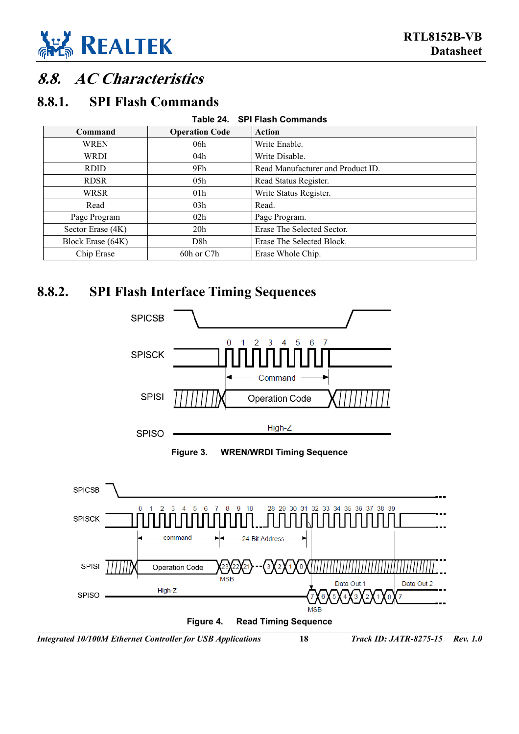## 8.8. AC Characteristics

### 8.8.1. SPI Flash Commands

**Table 24. SPI Flash Commands**

| Command | Operation Code | Action |
|---|---|---|
| WREN | 06h | Write Enable. |
| WRDI | 04h | Write Disable. |
| RDID | 9Fh | Read Manufacturer and Product ID. |
| RDSR | 05h | Read Status Register. |
| WRSR | 01h | Write Status Register. |
| Read | 03h | Read. |
| Page Program | 02h | Page Program. |
| Sector Erase (4K) | 20h | Erase The Selected Sector. |
| Block Erase (64K) | D8h | Erase The Selected Block. |
| Chip Erase | 60h or C7h | Erase Whole Chip. |

### 8.8.2. SPI Flash Interface Timing Sequences

SPICSB

SPISCK 0 1 2 3 4 5 6 7

Command

SPISI Operation Code

SPISO High-Z

**Figure 3. WREN/WRDI Timing Sequence**

SPICSB

SPISCK 0 1 2 3 4 5 6 7 8 9 10 28 29 30 31 32 33 34 35 36 37 38 39

command 24-Bit Address

SPISI Operation Code 23 22 21 3 2 1 0

MSB

Data Out 1 Data Out 2

SPISO High-Z 7 6 5 4 3 2 1 0 7

MSB

**Figure 4. Read Timing Sequence**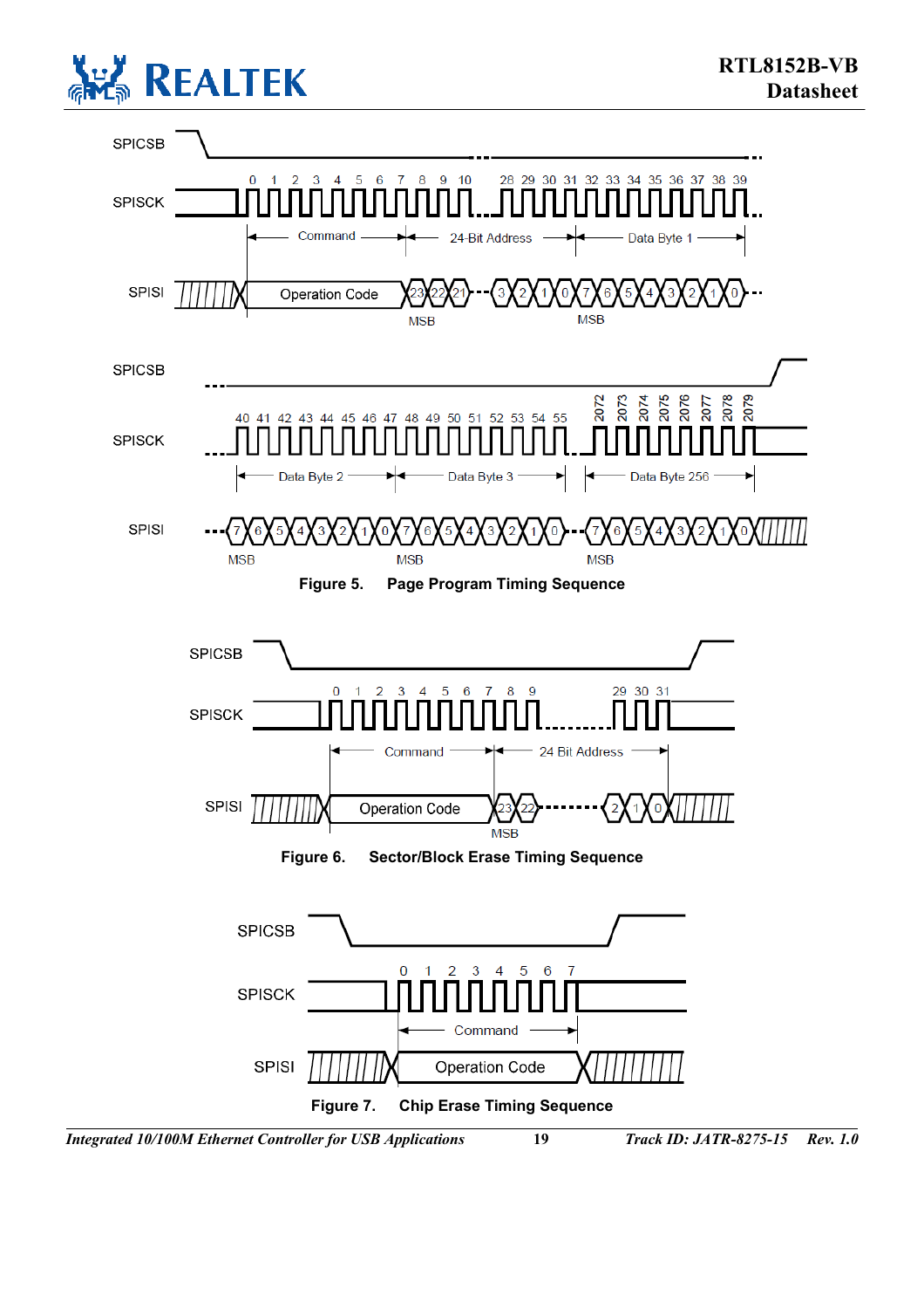Figure 5. Page Program Timing Sequence

Figure 6. Sector/Block Erase Timing Sequence

Figure 7. Chip Erase Timing Sequence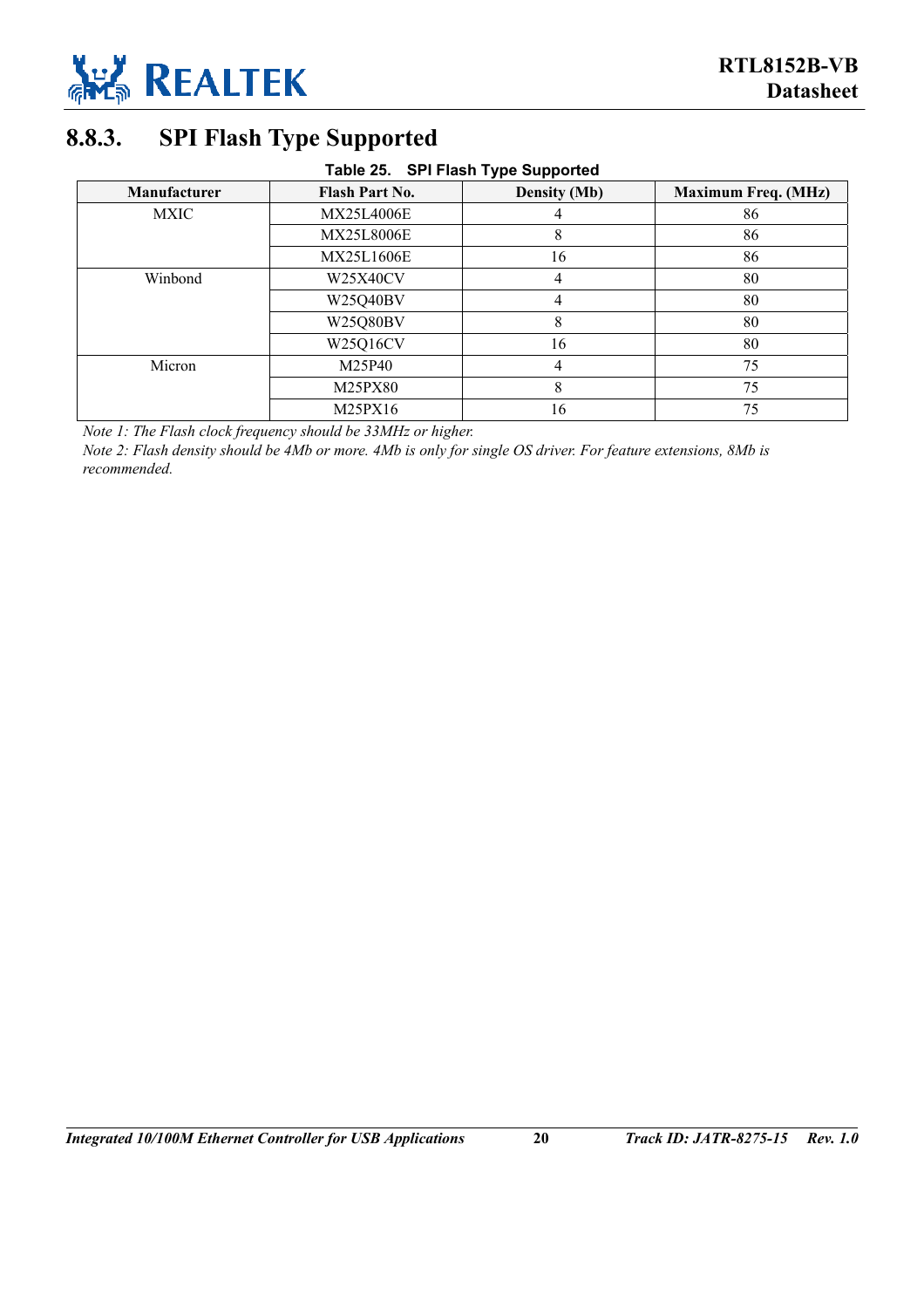### 8.8.3. SPI Flash Type Supported

**Table 25. SPI Flash Type Supported**

| Manufacturer | Flash Part No. | Density (Mb) | Maximum Freq. (MHz) |
|---|---|---|---|
| MXIC | MX25L4006E | 4 | 86 |
| | MX25L8006E | 8 | 86 |
| | MX25L1606E | 16 | 86 |
| Winbond | W25X40CV | 4 | 80 |
| | W25Q40BV | 4 | 80 |
| | W25Q80BV | 8 | 80 |
| | W25Q16CV | 16 | 80 |
| Micron | M25P40 | 4 | 75 |
| | M25PX80 | 8 | 75 |
| | M25PX16 | 16 | 75 |

*Note 1: The Flash clock frequency should be 33MHz or higher.*

*Note 2: Flash density should be 4Mb or more. 4Mb is only for single OS driver. For feature extensions, 8Mb is recommended.*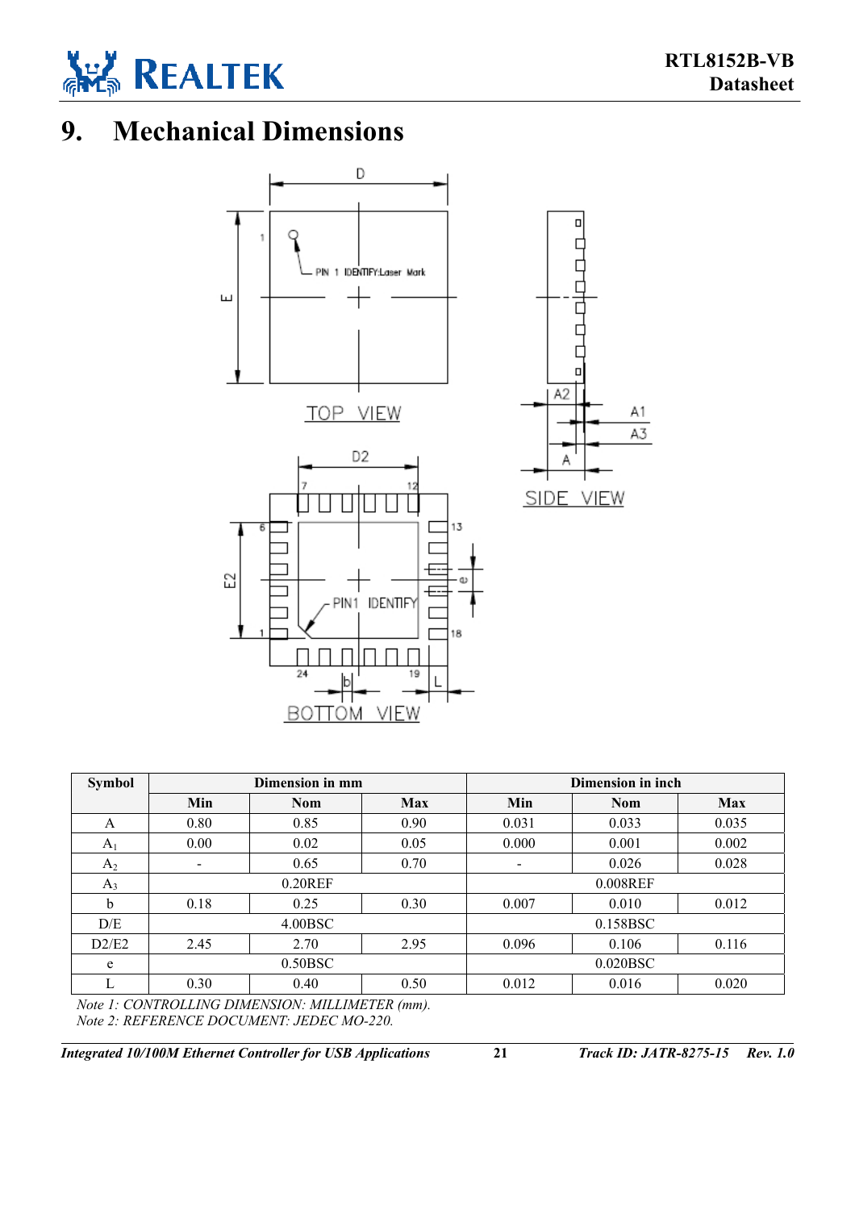# 9. Mechanical Dimensions

| Symbol | Dimension in mm | | | Dimension in inch | | |
|---|---|---|---|---|---|---|
| | Min | Nom | Max | Min | Nom | Max |
| A | 0.80 | 0.85 | 0.90 | 0.031 | 0.033 | 0.035 |
| $A_1$ | 0.00 | 0.02 | 0.05 | 0.000 | 0.001 | 0.002 |
| $A_2$ | - | 0.65 | 0.70 | - | 0.026 | 0.028 |
| $A_3$ | 0.20REF | | | 0.008REF | | |
| b | 0.18 | 0.25 | 0.30 | 0.007 | 0.010 | 0.012 |
| D/E | 4.00BSC | | | 0.158BSC | | |
| D2/E2 | 2.45 | 2.70 | 2.95 | 0.096 | 0.106 | 0.116 |
| e | 0.50BSC | | | 0.020BSC | | |
| L | 0.30 | 0.40 | 0.50 | 0.012 | 0.016 | 0.020 |

*Note 1: CONTROLLING DIMENSION: MILLIMETER (mm).*
*Note 2: REFERENCE DOCUMENT: JEDEC MO-220.*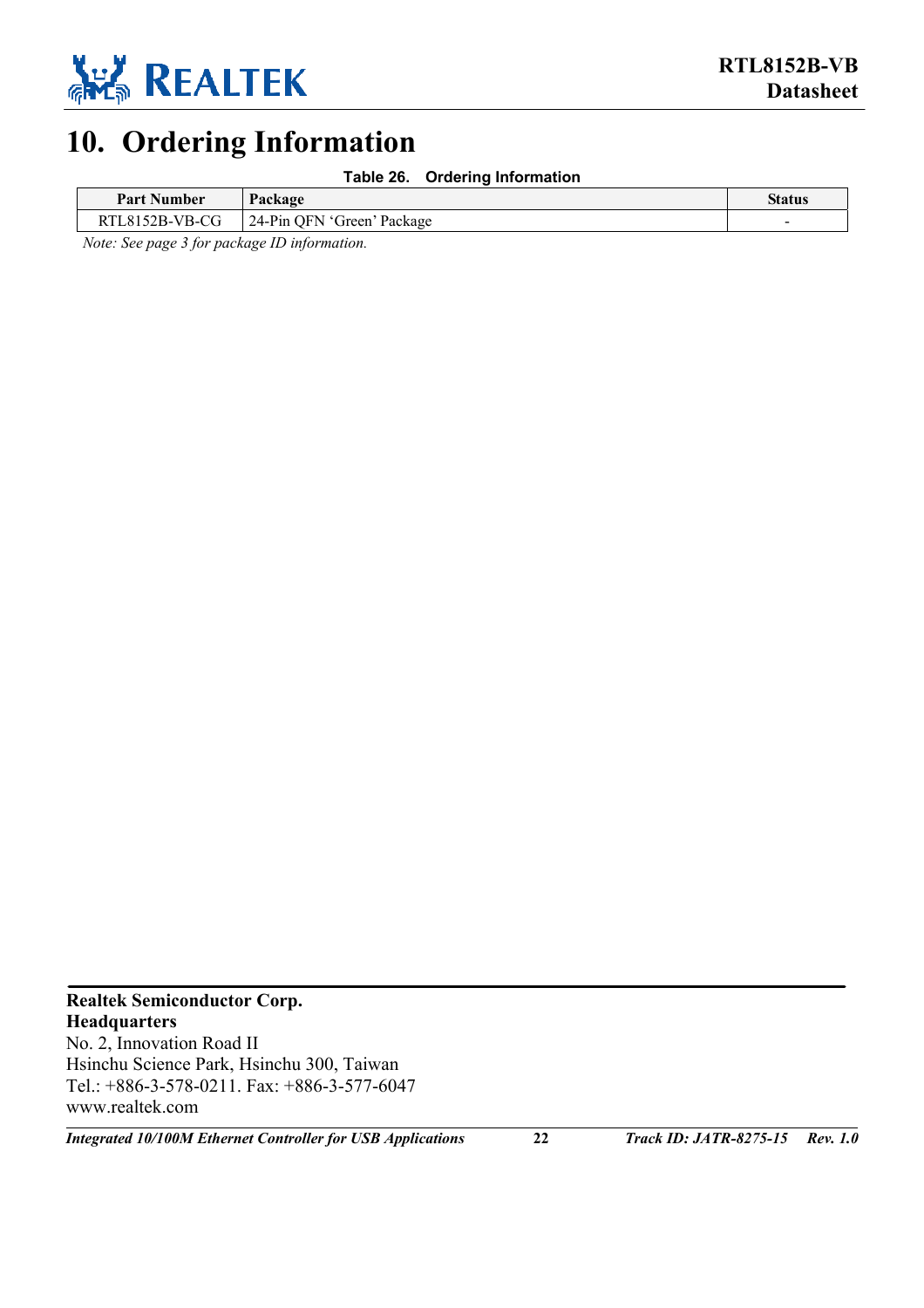# 10. Ordering Information

**Table 26. Ordering Information**

| Part Number | Package | Status |
|---|---|---|
| RTL8152B-VB-CG | 24-Pin QFN 'Green' Package | - |

*Note: See page 3 for package ID information.*

**Realtek Semiconductor Corp.**
**Headquarters**
No. 2, Innovation Road II
Hsinchu Science Park, Hsinchu 300, Taiwan
Tel.: +886-3-578-0211. Fax: +886-3-577-6047
www.realtek.com